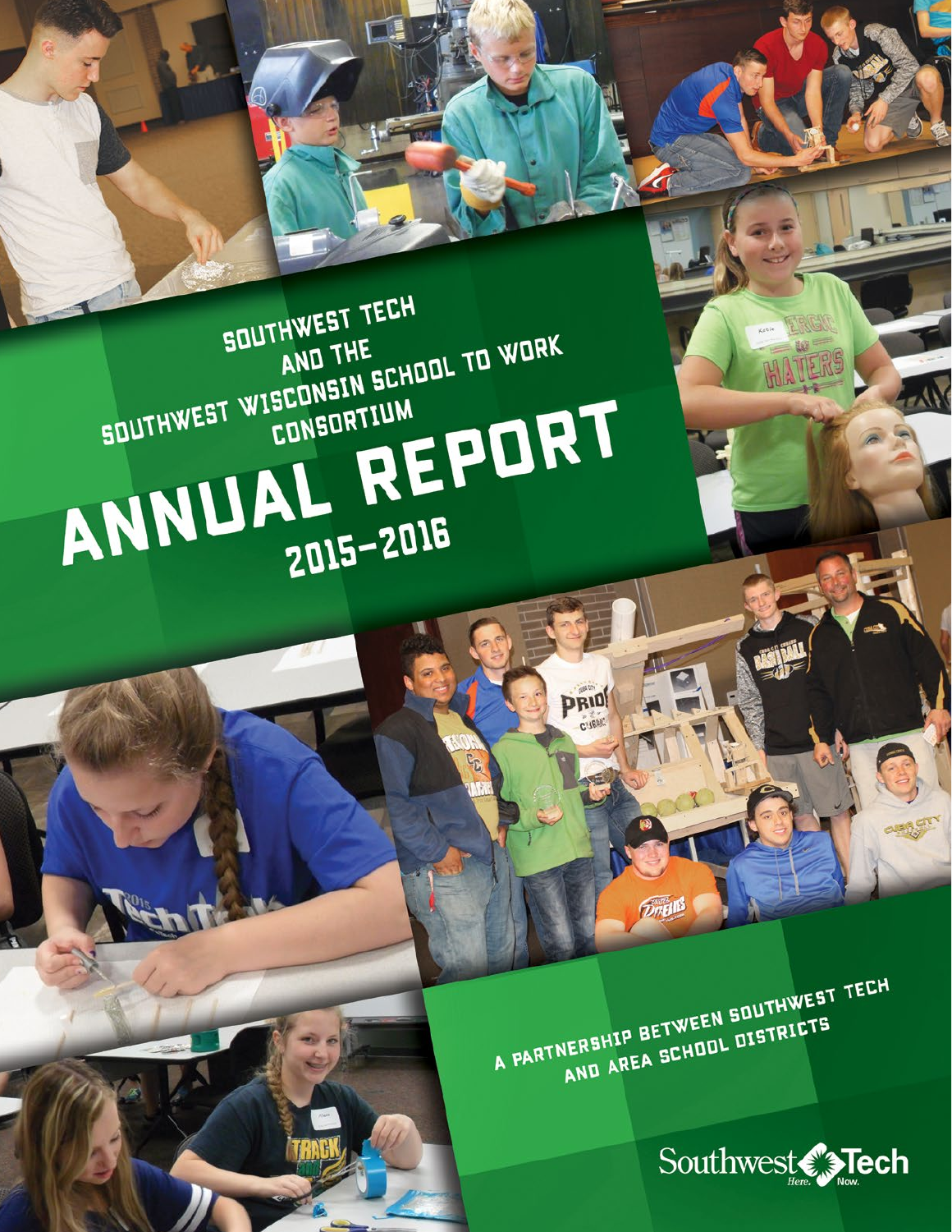# Southwest Tech and the Southwest Wisconsin School to Work Consortium

# Annual Report 2015–2016

A Partnership Between Southwest Tech and Area School Districts

Southwest Tech
Here. Now.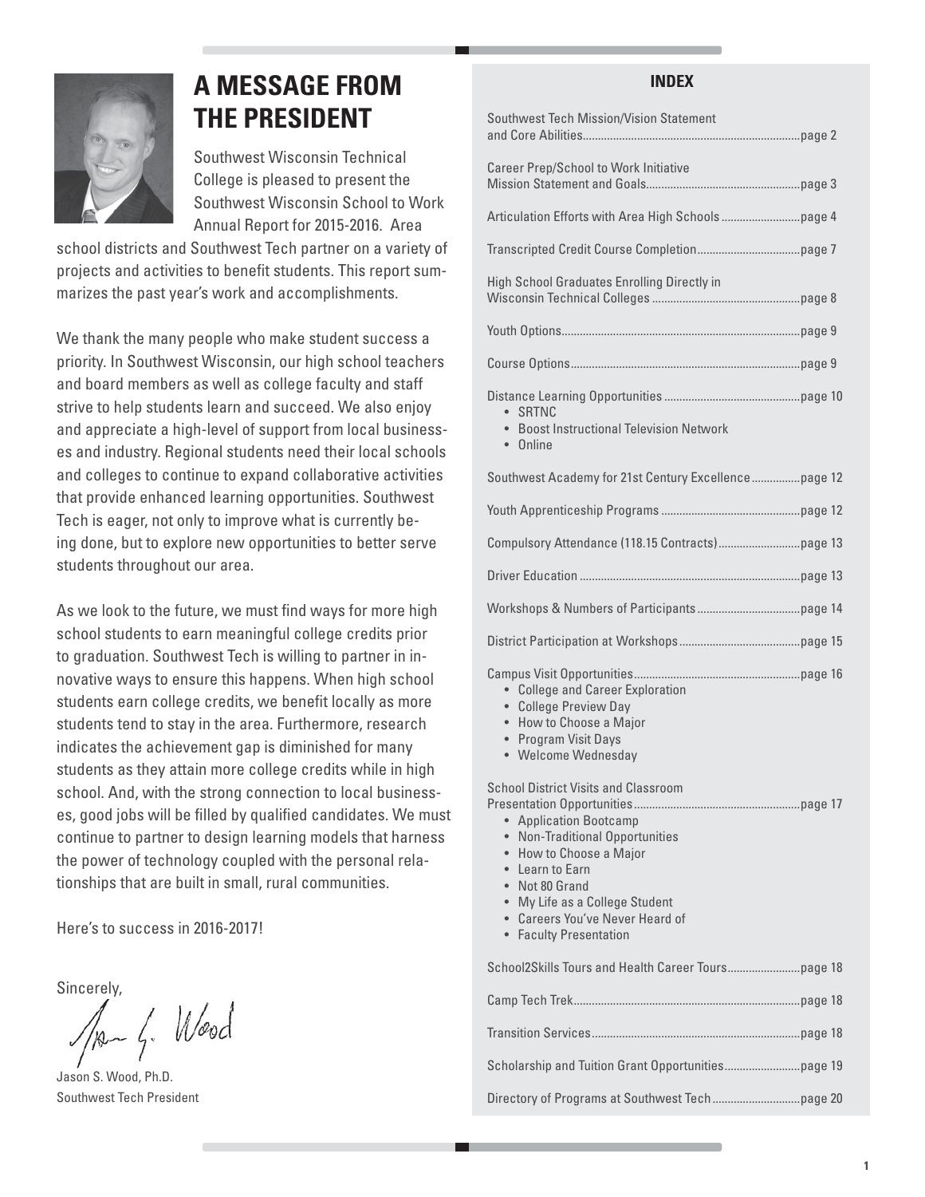# A MESSAGE FROM THE PRESIDENT

Southwest Wisconsin Technical College is pleased to present the Southwest Wisconsin School to Work Annual Report for 2015-2016. Area school districts and Southwest Tech partner on a variety of projects and activities to benefit students. This report summarizes the past year's work and accomplishments.

We thank the many people who make student success a priority. In Southwest Wisconsin, our high school teachers and board members as well as college faculty and staff strive to help students learn and succeed. We also enjoy and appreciate a high-level of support from local businesses and industry. Regional students need their local schools and colleges to continue to expand collaborative activities that provide enhanced learning opportunities. Southwest Tech is eager, not only to improve what is currently being done, but to explore new opportunities to better serve students throughout our area.

As we look to the future, we must find ways for more high school students to earn meaningful college credits prior to graduation. Southwest Tech is willing to partner in innovative ways to ensure this happens. When high school students earn college credits, we benefit locally as more students tend to stay in the area. Furthermore, research indicates the achievement gap is diminished for many students as they attain more college credits while in high school. And, with the strong connection to local businesses, good jobs will be filled by qualified candidates. We must continue to partner to design learning models that harness the power of technology coupled with the personal relationships that are built in small, rural communities.

Here's to success in 2016-2017!

Sincerely,

Jason S. Wood, Ph.D.
Southwest Tech President

## INDEX

- Southwest Tech Mission/Vision Statement and Core Abilities....page 2
- Career Prep/School to Work Initiative Mission Statement and Goals....page 3
- Articulation Efforts with Area High Schools....page 4
- Transcripted Credit Course Completion....page 7
- High School Graduates Enrolling Directly in Wisconsin Technical Colleges....page 8
- Youth Options....page 9
- Course Options....page 9
- Distance Learning Opportunities....page 10
  - SRTNC
  - Boost Instructional Television Network
  - Online
- Southwest Academy for 21st Century Excellence....page 12
- Youth Apprenticeship Programs....page 12
- Compulsory Attendance (118.15 Contracts)....page 13
- Driver Education....page 13
- Workshops & Numbers of Participants....page 14
- District Participation at Workshops....page 15
- Campus Visit Opportunities....page 16
  - College and Career Exploration
  - College Preview Day
  - How to Choose a Major
  - Program Visit Days
  - Welcome Wednesday
- School District Visits and Classroom Presentation Opportunities....page 17
  - Application Bootcamp
  - Non-Traditional Opportunities
  - How to Choose a Major
  - Learn to Earn
  - Not 80 Grand
  - My Life as a College Student
  - Careers You've Never Heard of
  - Faculty Presentation
- School2Skills Tours and Health Career Tours....page 18
- Camp Tech Trek....page 18
- Transition Services....page 18
- Scholarship and Tuition Grant Opportunities....page 19
- Directory of Programs at Southwest Tech....page 20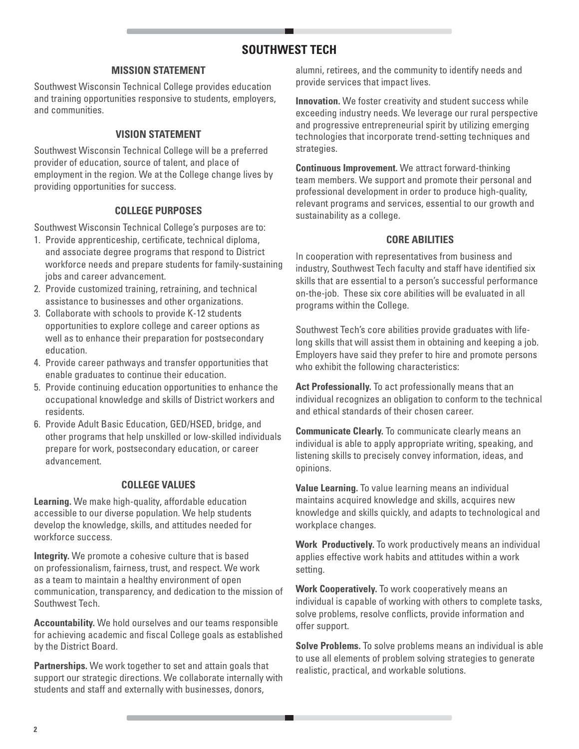# SOUTHWEST TECH

## MISSION STATEMENT

Southwest Wisconsin Technical College provides education and training opportunities responsive to students, employers, and communities.

## VISION STATEMENT

Southwest Wisconsin Technical College will be a preferred provider of education, source of talent, and place of employment in the region. We at the College change lives by providing opportunities for success.

## COLLEGE PURPOSES

Southwest Wisconsin Technical College's purposes are to:

1. Provide apprenticeship, certificate, technical diploma, and associate degree programs that respond to District workforce needs and prepare students for family-sustaining jobs and career advancement.
2. Provide customized training, retraining, and technical assistance to businesses and other organizations.
3. Collaborate with schools to provide K-12 students opportunities to explore college and career options as well as to enhance their preparation for postsecondary education.
4. Provide career pathways and transfer opportunities that enable graduates to continue their education.
5. Provide continuing education opportunities to enhance the occupational knowledge and skills of District workers and residents.
6. Provide Adult Basic Education, GED/HSED, bridge, and other programs that help unskilled or low-skilled individuals prepare for work, postsecondary education, or career advancement.

## COLLEGE VALUES

**Learning.** We make high-quality, affordable education accessible to our diverse population. We help students develop the knowledge, skills, and attitudes needed for workforce success.

**Integrity.** We promote a cohesive culture that is based on professionalism, fairness, trust, and respect. We work as a team to maintain a healthy environment of open communication, transparency, and dedication to the mission of Southwest Tech.

**Accountability.** We hold ourselves and our teams responsible for achieving academic and fiscal College goals as established by the District Board.

**Partnerships.** We work together to set and attain goals that support our strategic directions. We collaborate internally with students and staff and externally with businesses, donors, alumni, retirees, and the community to identify needs and provide services that impact lives.

**Innovation.** We foster creativity and student success while exceeding industry needs. We leverage our rural perspective and progressive entrepreneurial spirit by utilizing emerging technologies that incorporate trend-setting techniques and strategies.

**Continuous Improvement.** We attract forward-thinking team members. We support and promote their personal and professional development in order to produce high-quality, relevant programs and services, essential to our growth and sustainability as a college.

## CORE ABILITIES

In cooperation with representatives from business and industry, Southwest Tech faculty and staff have identified six skills that are essential to a person's successful performance on-the-job. These six core abilities will be evaluated in all programs within the College.

Southwest Tech's core abilities provide graduates with life-long skills that will assist them in obtaining and keeping a job. Employers have said they prefer to hire and promote persons who exhibit the following characteristics:

**Act Professionally.** To act professionally means that an individual recognizes an obligation to conform to the technical and ethical standards of their chosen career.

**Communicate Clearly.** To communicate clearly means an individual is able to apply appropriate writing, speaking, and listening skills to precisely convey information, ideas, and opinions.

**Value Learning.** To value learning means an individual maintains acquired knowledge and skills, acquires new knowledge and skills quickly, and adapts to technological and workplace changes.

**Work Productively.** To work productively means an individual applies effective work habits and attitudes within a work setting.

**Work Cooperatively.** To work cooperatively means an individual is capable of working with others to complete tasks, solve problems, resolve conflicts, provide information and offer support.

**Solve Problems.** To solve problems means an individual is able to use all elements of problem solving strategies to generate realistic, practical, and workable solutions.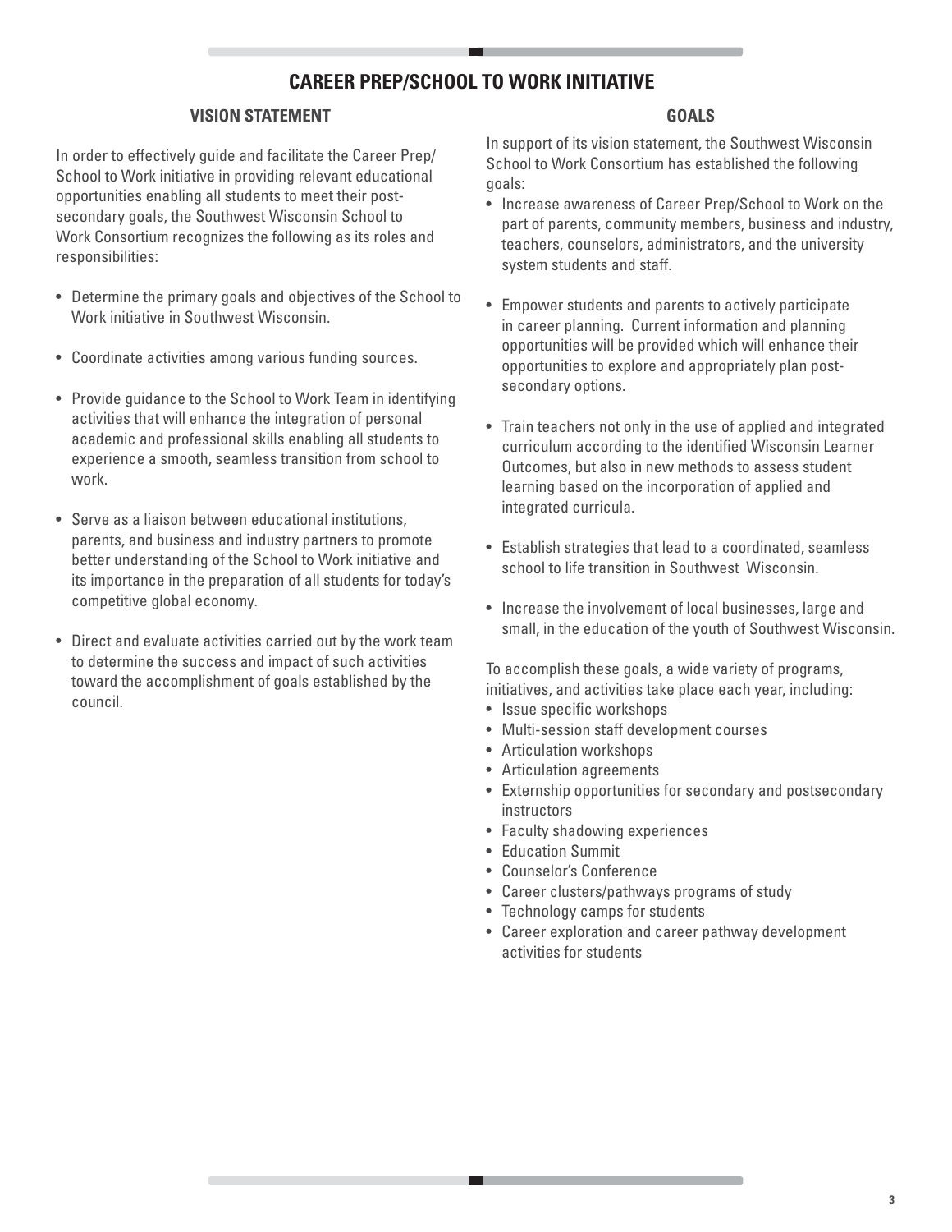# CAREER PREP/SCHOOL TO WORK INITIATIVE

## VISION STATEMENT

In order to effectively guide and facilitate the Career Prep/School to Work initiative in providing relevant educational opportunities enabling all students to meet their post-secondary goals, the Southwest Wisconsin School to Work Consortium recognizes the following as its roles and responsibilities:

- Determine the primary goals and objectives of the School to Work initiative in Southwest Wisconsin.
- Coordinate activities among various funding sources.
- Provide guidance to the School to Work Team in identifying activities that will enhance the integration of personal academic and professional skills enabling all students to experience a smooth, seamless transition from school to work.
- Serve as a liaison between educational institutions, parents, and business and industry partners to promote better understanding of the School to Work initiative and its importance in the preparation of all students for today's competitive global economy.
- Direct and evaluate activities carried out by the work team to determine the success and impact of such activities toward the accomplishment of goals established by the council.

## GOALS

In support of its vision statement, the Southwest Wisconsin School to Work Consortium has established the following goals:

- Increase awareness of Career Prep/School to Work on the part of parents, community members, business and industry, teachers, counselors, administrators, and the university system students and staff.
- Empower students and parents to actively participate in career planning. Current information and planning opportunities will be provided which will enhance their opportunities to explore and appropriately plan post-secondary options.
- Train teachers not only in the use of applied and integrated curriculum according to the identified Wisconsin Learner Outcomes, but also in new methods to assess student learning based on the incorporation of applied and integrated curricula.
- Establish strategies that lead to a coordinated, seamless school to life transition in Southwest Wisconsin.
- Increase the involvement of local businesses, large and small, in the education of the youth of Southwest Wisconsin.

To accomplish these goals, a wide variety of programs, initiatives, and activities take place each year, including:

- Issue specific workshops
- Multi-session staff development courses
- Articulation workshops
- Articulation agreements
- Externship opportunities for secondary and postsecondary instructors
- Faculty shadowing experiences
- Education Summit
- Counselor's Conference
- Career clusters/pathways programs of study
- Technology camps for students
- Career exploration and career pathway development activities for students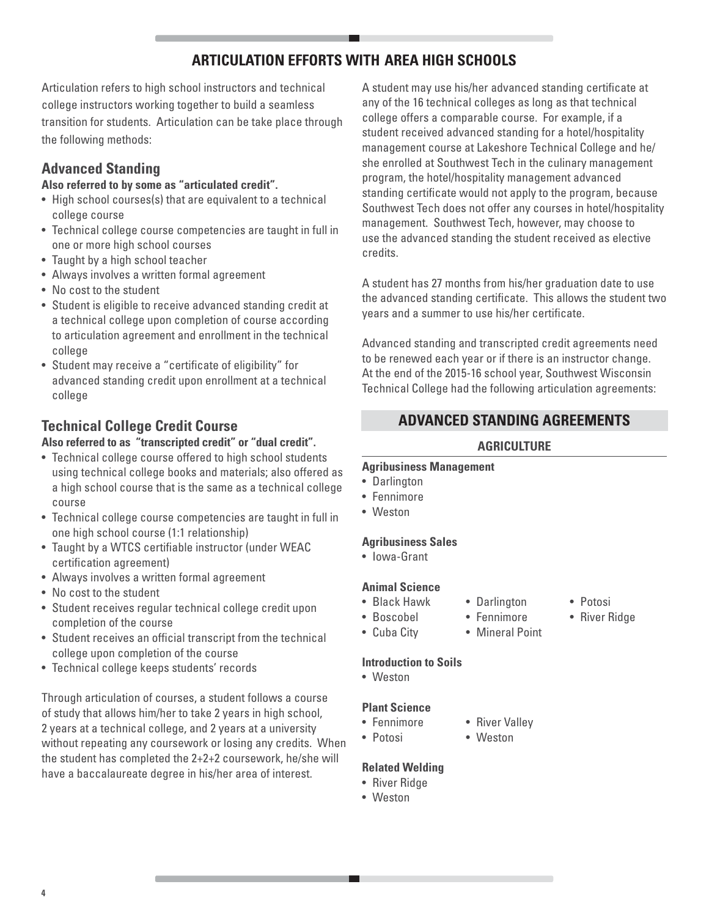# ARTICULATION EFFORTS WITH AREA HIGH SCHOOLS

Articulation refers to high school instructors and technical college instructors working together to build a seamless transition for students. Articulation can be take place through the following methods:

## Advanced Standing

**Also referred to by some as "articulated credit".**

- High school courses(s) that are equivalent to a technical college course
- Technical college course competencies are taught in full in one or more high school courses
- Taught by a high school teacher
- Always involves a written formal agreement
- No cost to the student
- Student is eligible to receive advanced standing credit at a technical college upon completion of course according to articulation agreement and enrollment in the technical college
- Student may receive a "certificate of eligibility" for advanced standing credit upon enrollment at a technical college

## Technical College Credit Course

**Also referred to as "transcripted credit" or "dual credit".**

- Technical college course offered to high school students using technical college books and materials; also offered as a high school course that is the same as a technical college course
- Technical college course competencies are taught in full in one high school course (1:1 relationship)
- Taught by a WTCS certifiable instructor (under WEAC certification agreement)
- Always involves a written formal agreement
- No cost to the student
- Student receives regular technical college credit upon completion of the course
- Student receives an official transcript from the technical college upon completion of the course
- Technical college keeps students' records

Through articulation of courses, a student follows a course of study that allows him/her to take 2 years in high school, 2 years at a technical college, and 2 years at a university without repeating any coursework or losing any credits. When the student has completed the 2+2+2 coursework, he/she will have a baccalaureate degree in his/her area of interest.

A student may use his/her advanced standing certificate at any of the 16 technical colleges as long as that technical college offers a comparable course. For example, if a student received advanced standing for a hotel/hospitality management course at Lakeshore Technical College and he/she enrolled at Southwest Tech in the culinary management program, the hotel/hospitality management advanced standing certificate would not apply to the program, because Southwest Tech does not offer any courses in hotel/hospitality management. Southwest Tech, however, may choose to use the advanced standing the student received as elective credits.

A student has 27 months from his/her graduation date to use the advanced standing certificate. This allows the student two years and a summer to use his/her certificate.

Advanced standing and transcripted credit agreements need to be renewed each year or if there is an instructor change. At the end of the 2015-16 school year, Southwest Wisconsin Technical College had the following articulation agreements:

## ADVANCED STANDING AGREEMENTS

### AGRICULTURE

**Agribusiness Management**

- Darlington
- Fennimore
- Weston

**Agribusiness Sales**

- Iowa-Grant

**Animal Science**

- Black Hawk
- Boscobel
- Cuba City
- Darlington
- Fennimore
- Mineral Point
- Potosi
- River Ridge

**Introduction to Soils**

- Weston

**Plant Science**

- Fennimore
- Potosi
- River Valley
- Weston

**Related Welding**

- River Ridge
- Weston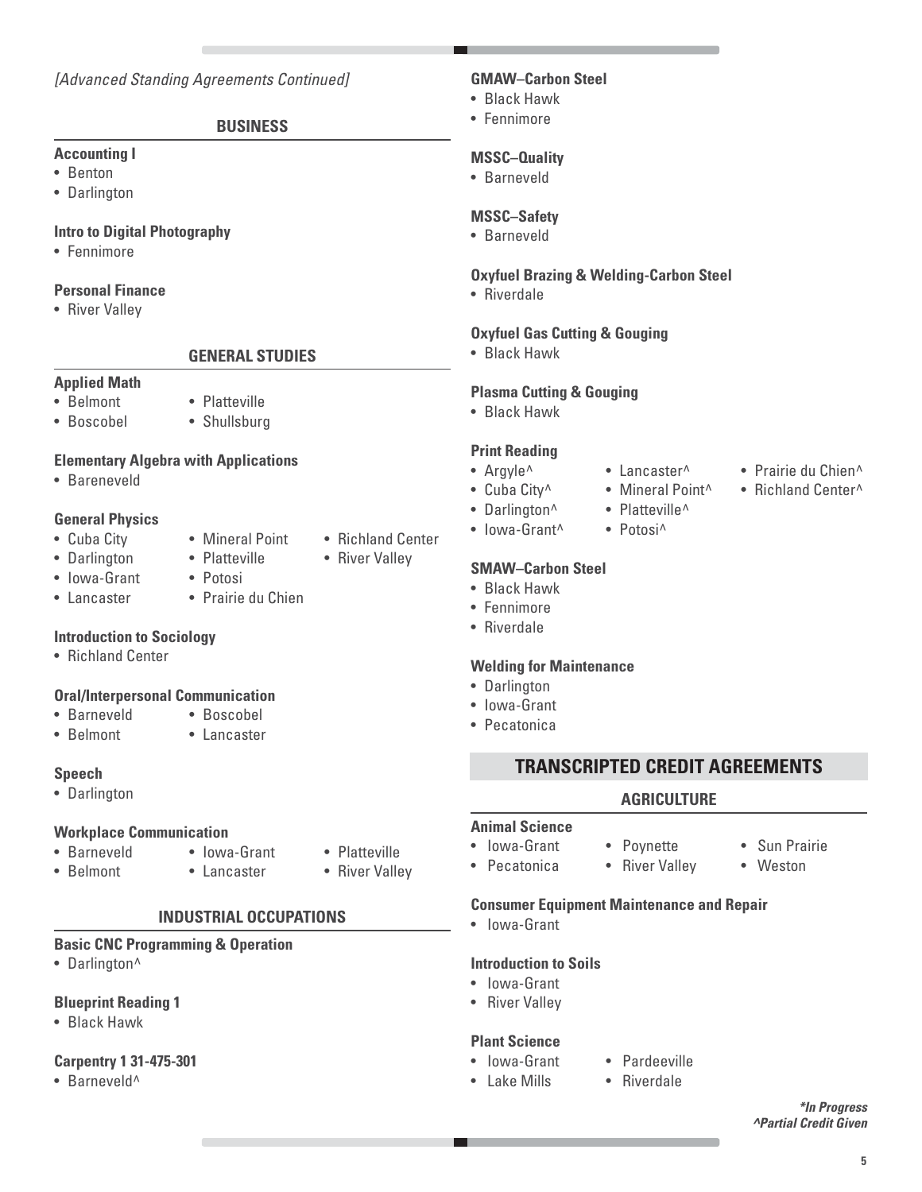*[Advanced Standing Agreements Continued]*

## BUSINESS

**Accounting I**
- Benton
- Darlington

**Intro to Digital Photography**
- Fennimore

**Personal Finance**
- River Valley

## GENERAL STUDIES

**Applied Math**
- Belmont
- Boscobel
- Platteville
- Shullsburg

**Elementary Algebra with Applications**
- Bareneveld

**General Physics**
- Cuba City
- Darlington
- Iowa-Grant
- Lancaster
- Mineral Point
- Platteville
- Potosi
- Prairie du Chien
- Richland Center
- River Valley

**Introduction to Sociology**
- Richland Center

**Oral/Interpersonal Communication**
- Barneveld
- Belmont
- Boscobel
- Lancaster

**Speech**
- Darlington

**Workplace Communication**
- Barneveld
- Belmont
- Iowa-Grant
- Lancaster
- Platteville
- River Valley

## INDUSTRIAL OCCUPATIONS

**Basic CNC Programming & Operation**
- Darlington^

**Blueprint Reading 1**
- Black Hawk

**Carpentry 1 31-475-301**
- Barneveld^

**GMAW–Carbon Steel**
- Black Hawk
- Fennimore

**MSSC–Quality**
- Barneveld

**MSSC–Safety**
- Barneveld

**Oxyfuel Brazing & Welding-Carbon Steel**
- Riverdale

**Oxyfuel Gas Cutting & Gouging**
- Black Hawk

**Plasma Cutting & Gouging**
- Black Hawk

**Print Reading**
- Argyle^
- Cuba City^
- Darlington^
- Iowa-Grant^
- Lancaster^
- Mineral Point^
- Platteville^
- Potosi^
- Prairie du Chien^
- Richland Center^

**SMAW–Carbon Steel**
- Black Hawk
- Fennimore
- Riverdale

**Welding for Maintenance**
- Darlington
- Iowa-Grant
- Pecatonica

# TRANSCRIPTED CREDIT AGREEMENTS

## AGRICULTURE

**Animal Science**
- Iowa-Grant
- Pecatonica
- Poynette
- River Valley
- Sun Prairie
- Weston

**Consumer Equipment Maintenance and Repair**
- Iowa-Grant

**Introduction to Soils**
- Iowa-Grant
- River Valley

**Plant Science**
- Iowa-Grant
- Lake Mills
- Pardeeville
- Riverdale

***In Progress**
***^Partial Credit Given***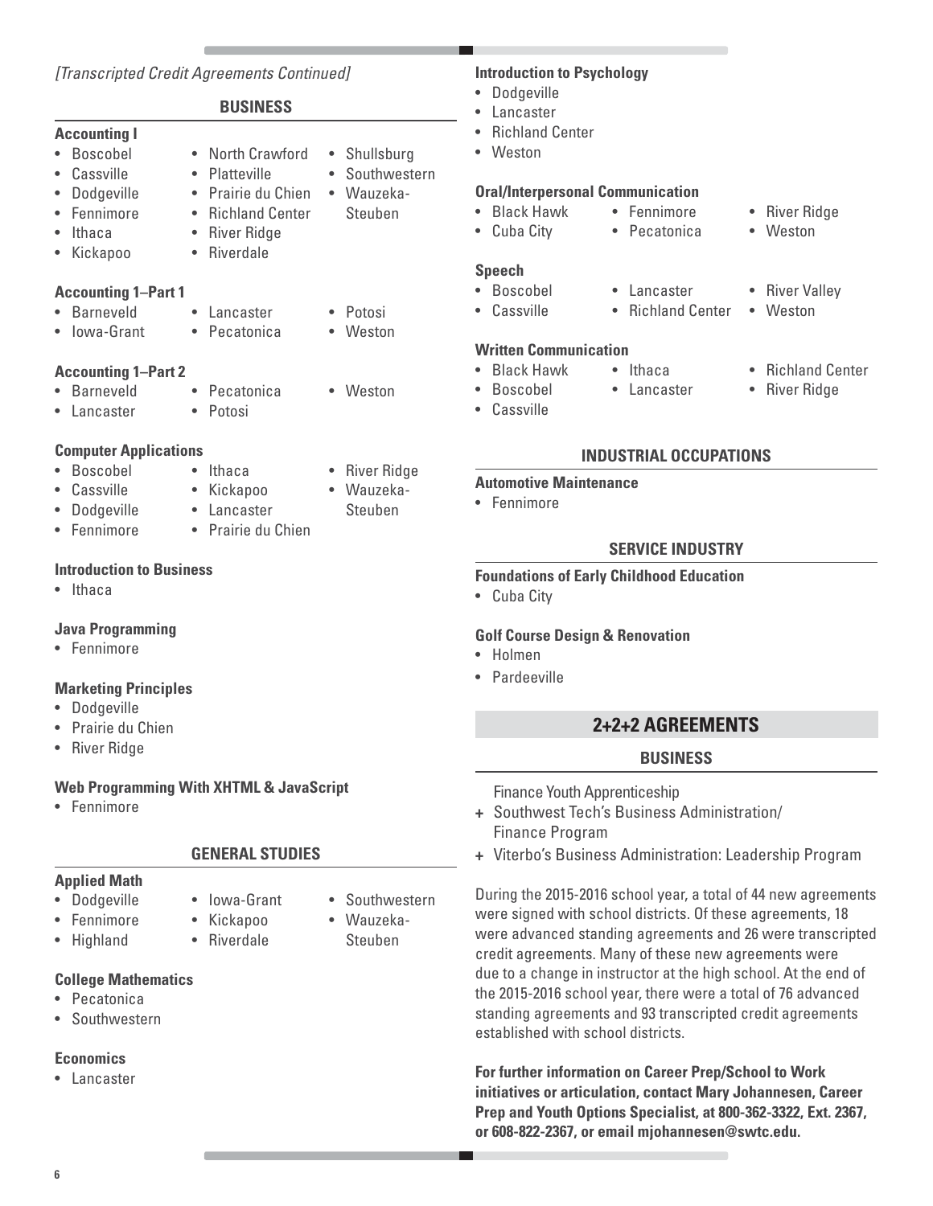*[Transcripted Credit Agreements Continued]*

## BUSINESS

### Accounting I

- Boscobel
- Cassville
- Dodgeville
- Fennimore
- Ithaca
- Kickapoo
- North Crawford
- Platteville
- Prairie du Chien
- Richland Center
- River Ridge
- Riverdale
- Shullsburg
- Southwestern
- Wauzeka-Steuben

### Accounting 1–Part 1

- Barneveld
- Iowa-Grant
- Lancaster
- Pecatonica
- Potosi
- Weston

### Accounting 1–Part 2

- Barneveld
- Lancaster
- Pecatonica
- Potosi
- Weston

### Computer Applications

- Boscobel
- Cassville
- Dodgeville
- Fennimore
- Ithaca
- Kickapoo
- Lancaster
- Prairie du Chien
- River Ridge
- Wauzeka-Steuben

### Introduction to Business

- Ithaca

### Java Programming

- Fennimore

### Marketing Principles

- Dodgeville
- Prairie du Chien
- River Ridge

### Web Programming With XHTML & JavaScript

- Fennimore

## GENERAL STUDIES

### Applied Math

- Dodgeville
- Fennimore
- Highland
- Iowa-Grant
- Kickapoo
- Riverdale
- Southwestern
- Wauzeka-Steuben

### College Mathematics

- Pecatonica
- Southwestern

### Economics

- Lancaster

### Introduction to Psychology

- Dodgeville
- Lancaster
- Richland Center
- Weston

### Oral/Interpersonal Communication

- Black Hawk
- Cuba City
- Fennimore
- Pecatonica
- River Ridge
- Weston

### Speech

- Boscobel
- Cassville
- Lancaster
- Richland Center
- River Valley
- Weston

### Written Communication

- Black Hawk
- Boscobel
- Cassville
- Ithaca
- Lancaster
- Richland Center
- River Ridge

## INDUSTRIAL OCCUPATIONS

### Automotive Maintenance

- Fennimore

## SERVICE INDUSTRY

### Foundations of Early Childhood Education

- Cuba City

### Golf Course Design & Renovation

- Holmen
- Pardeeville

# 2+2+2 AGREEMENTS

## BUSINESS

Finance Youth Apprenticeship
+ Southwest Tech's Business Administration/ Finance Program
+ Viterbo's Business Administration: Leadership Program

During the 2015-2016 school year, a total of 44 new agreements were signed with school districts. Of these agreements, 18 were advanced standing agreements and 26 were transcripted credit agreements. Many of these new agreements were due to a change in instructor at the high school. At the end of the 2015-2016 school year, there were a total of 76 advanced standing agreements and 93 transcripted credit agreements established with school districts.

**For further information on Career Prep/School to Work initiatives or articulation, contact Mary Johannesen, Career Prep and Youth Options Specialist, at 800-362-3322, Ext. 2367, or 608-822-2367, or email mjohannesen@swtc.edu.**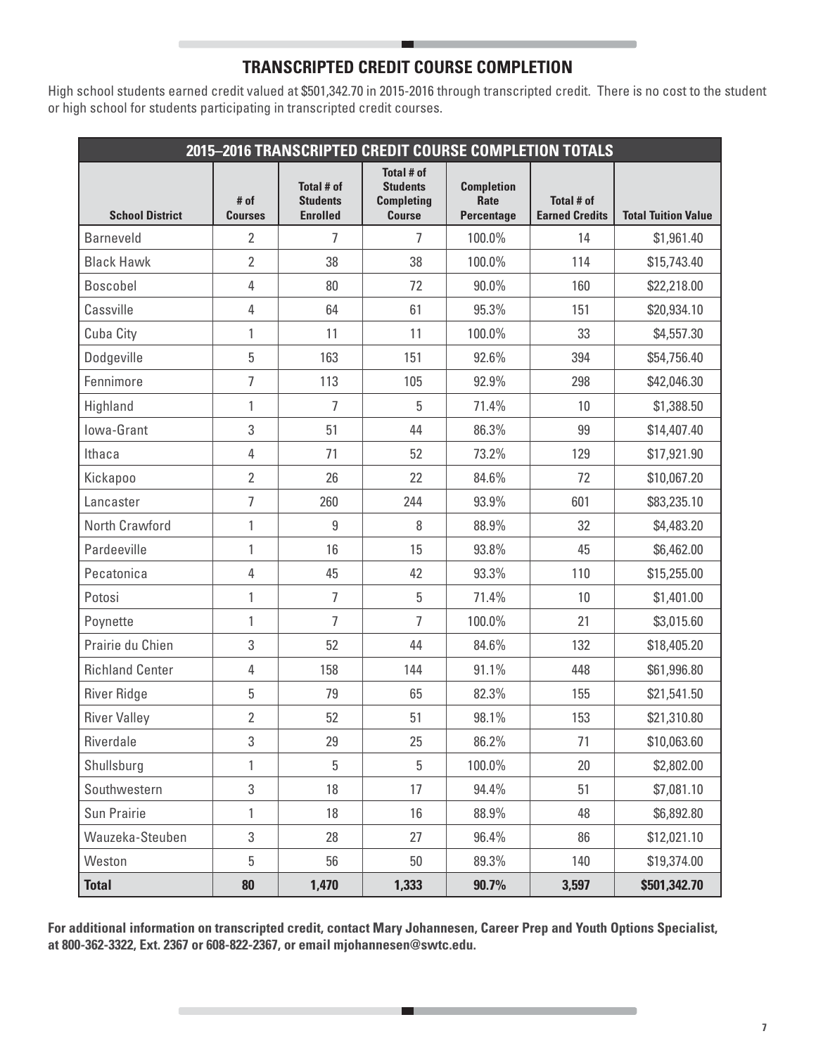## TRANSCRIPTED CREDIT COURSE COMPLETION

High school students earned credit valued at $501,342.70 in 2015-2016 through transcripted credit. There is no cost to the student or high school for students participating in transcripted credit courses.

| 2015–2016 TRANSCRIPTED CREDIT COURSE COMPLETION TOTALS | | | | | | |
|---|---|---|---|---|---|---|
| **School District** | **# of Courses** | **Total # of Students Enrolled** | **Total # of Students Completing Course** | **Completion Rate Percentage** | **Total # of Earned Credits** | **Total Tuition Value** |
| Barneveld | 2 | 7 | 7 | 100.0% | 14 | $1,961.40 |
| Black Hawk | 2 | 38 | 38 | 100.0% | 114 | $15,743.40 |
| Boscobel | 4 | 80 | 72 | 90.0% | 160 | $22,218.00 |
| Cassville | 4 | 64 | 61 | 95.3% | 151 | $20,934.10 |
| Cuba City | 1 | 11 | 11 | 100.0% | 33 | $4,557.30 |
| Dodgeville | 5 | 163 | 151 | 92.6% | 394 | $54,756.40 |
| Fennimore | 7 | 113 | 105 | 92.9% | 298 | $42,046.30 |
| Highland | 1 | 7 | 5 | 71.4% | 10 | $1,388.50 |
| Iowa-Grant | 3 | 51 | 44 | 86.3% | 99 | $14,407.40 |
| Ithaca | 4 | 71 | 52 | 73.2% | 129 | $17,921.90 |
| Kickapoo | 2 | 26 | 22 | 84.6% | 72 | $10,067.20 |
| Lancaster | 7 | 260 | 244 | 93.9% | 601 | $83,235.10 |
| North Crawford | 1 | 9 | 8 | 88.9% | 32 | $4,483.20 |
| Pardeeville | 1 | 16 | 15 | 93.8% | 45 | $6,462.00 |
| Pecatonica | 4 | 45 | 42 | 93.3% | 110 | $15,255.00 |
| Potosi | 1 | 7 | 5 | 71.4% | 10 | $1,401.00 |
| Poynette | 1 | 7 | 7 | 100.0% | 21 | $3,015.60 |
| Prairie du Chien | 3 | 52 | 44 | 84.6% | 132 | $18,405.20 |
| Richland Center | 4 | 158 | 144 | 91.1% | 448 | $61,996.80 |
| River Ridge | 5 | 79 | 65 | 82.3% | 155 | $21,541.50 |
| River Valley | 2 | 52 | 51 | 98.1% | 153 | $21,310.80 |
| Riverdale | 3 | 29 | 25 | 86.2% | 71 | $10,063.60 |
| Shullsburg | 1 | 5 | 5 | 100.0% | 20 | $2,802.00 |
| Southwestern | 3 | 18 | 17 | 94.4% | 51 | $7,081.10 |
| Sun Prairie | 1 | 18 | 16 | 88.9% | 48 | $6,892.80 |
| Wauzeka-Steuben | 3 | 28 | 27 | 96.4% | 86 | $12,021.10 |
| Weston | 5 | 56 | 50 | 89.3% | 140 | $19,374.00 |
| **Total** | **80** | **1,470** | **1,333** | **90.7%** | **3,597** | **$501,342.70** |

**For additional information on transcripted credit, contact Mary Johannesen, Career Prep and Youth Options Specialist, at 800-362-3322, Ext. 2367 or 608-822-2367, or email mjohannesen@swtc.edu.**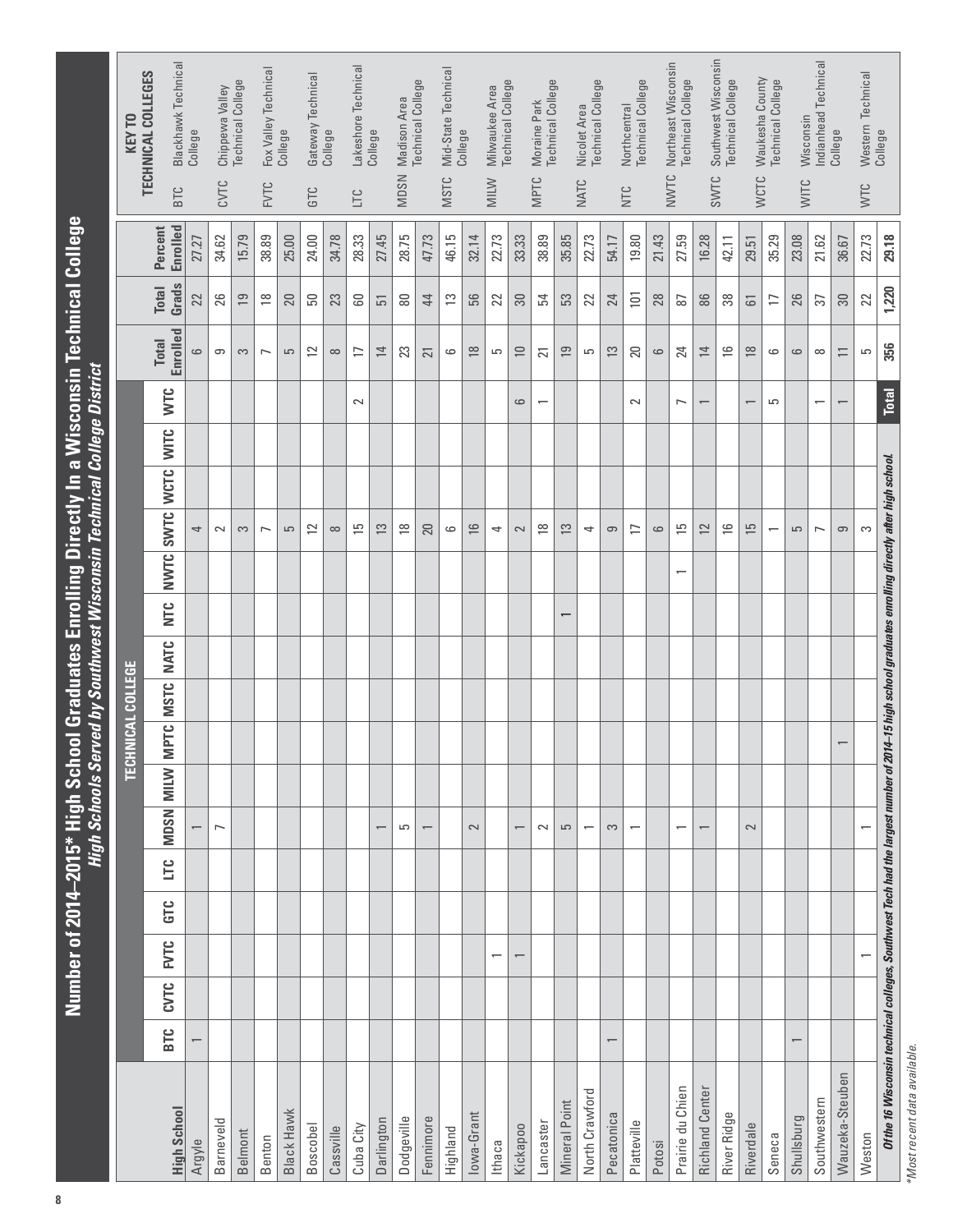# Number of 2014–2015* High School Graduates Enrolling Directly In a Wisconsin Technical College

## *High Schools Served by Southwest Wisconsin Technical College District*

| | TECHNICAL COLLEGE | | | | | | | | | | | | | | | | | | |
|---|---|---|---|---|---|---|---|---|---|---|---|---|---|---|---|---|---|---|---|
| **High School** | **BTC** | **CVTC** | **FVTC** | **GTC** | **LTC** | **MDSN** | **MILW** | **MPTC** | **MSTC** | **NATC** | **NTC** | **NWTC** | **SWTC** | **WCTC** | **WITC** | **WTC** | **Total Enrolled** | **Total Grads** | **Percent Enrolled** |
| Argyle | 1 | | | | | 1 | | | | | | | 4 | | | | 6 | 22 | 27.27 |
| Barneveld | | | | | | 7 | | | | | | | 2 | | | | 9 | 26 | 34.62 |
| Belmont | | | | | | | | | | | | | 3 | | | | 3 | 19 | 15.79 |
| Benton | | | | | | | | | | | | | 7 | | | | 7 | 18 | 38.89 |
| Black Hawk | | | | | | | | | | | | | 5 | | | | 5 | 20 | 25.00 |
| Boscobel | | | | | | | | | | | | | 12 | | | | 12 | 50 | 24.00 |
| Cassville | | | | | | | | | | | | | 8 | | | | 8 | 23 | 34.78 |
| Cuba City | | | | | | | | | | | | | 15 | | | 2 | 17 | 60 | 28.33 |
| Darlington | | | | | | 1 | | | | | | | 13 | | | | 14 | 51 | 27.45 |
| Dodgeville | | | | | | 5 | | | | | | | 18 | | | | 23 | 80 | 28.75 |
| Fennimore | | | | | | 1 | | | | | | | 20 | | | | 21 | 44 | 47.73 |
| Highland | | | | | | | | | | | | | 6 | | | | 6 | 13 | 46.15 |
| Iowa-Grant | | | | | | 2 | | | | | | | 16 | | | | 18 | 56 | 32.14 |
| Ithaca | | | 1 | | | | | | | | | | 4 | | | | 5 | 22 | 22.73 |
| Kickapoo | | | 1 | | | 1 | | | | | | | 2 | | | 6 | 10 | 30 | 33.33 |
| Lancaster | | | | | | 2 | | | | | | | 18 | | | 1 | 21 | 54 | 38.89 |
| Mineral Point | | | | | | 5 | | | | | 1 | | 13 | | | | 19 | 53 | 35.85 |
| North Crawford | | | | | | 1 | | | | | | | 4 | | | | 5 | 22 | 22.73 |
| Pecatonica | 1 | | | | | 3 | | | | | | | 9 | | | | 13 | 24 | 54.17 |
| Platteville | | | | | | 1 | | | | | | | 17 | | | 2 | 20 | 101 | 19.80 |
| Potosi | | | | | | | | | | | | | 6 | | | | 6 | 28 | 21.43 |
| Prairie du Chien | | | | | | 1 | | | | | | 1 | 15 | | | 7 | 24 | 87 | 27.59 |
| Richland Center | | | | | | 1 | | | | | | | 12 | | | 1 | 14 | 86 | 16.28 |
| River Ridge | | | | | | | | | | | | | 16 | | | | 16 | 38 | 42.11 |
| Riverdale | | | | | | 2 | | | | | | | 15 | | | 1 | 18 | 61 | 29.51 |
| Seneca | | | | | | | | | | | | | 1 | | | 5 | 6 | 17 | 35.29 |
| Shullsburg | 1 | | | | | | | | | | | | 5 | | | | 6 | 26 | 23.08 |
| Southwestern | | | | | | | | | | | | | 7 | | | 1 | 8 | 37 | 21.62 |
| Wauzeka-Steuben | | | | | | | | 1 | | | | | 9 | | | 1 | 11 | 30 | 36.67 |
| Weston | | | 1 | | | 1 | | | | | | | 3 | | | | 5 | 22 | 22.73 |
| ***Of the 16 Wisconsin technical colleges, Southwest Tech had the largest number of 2014–15 high school graduates enrolling directly after high school.*** | | | | | | | | | | | | | | | | **Total** | **356** | **1,220** | **29.18** |

**KEY TO TECHNICAL COLLEGES**

| | |
|---|---|
| BTC | Blackhawk Technical College |
| CVTC | Chippewa Valley Technical College |
| FVTC | Fox Valley Technical College |
| GTC | Gateway Technical College |
| LTC | Lakeshore Technical College |
| MDSN | Madison Area Technical College |
| MSTC | Mid-State Technical College |
| MILW | Milwaukee Area Technical College |
| MPTC | Moraine Park Technical College |
| NATC | Nicolet Area Technical College |
| NTC | Northcentral Technical College |
| NWTC | Northeast Wisconsin Technical College |
| SWTC | Southwest Wisconsin Technical College |
| WCTC | Waukesha County Technical College |
| WITC | Wisconsin Indianhead Technical College |
| WTC | Western Technical College |

*\*Most recent data available.*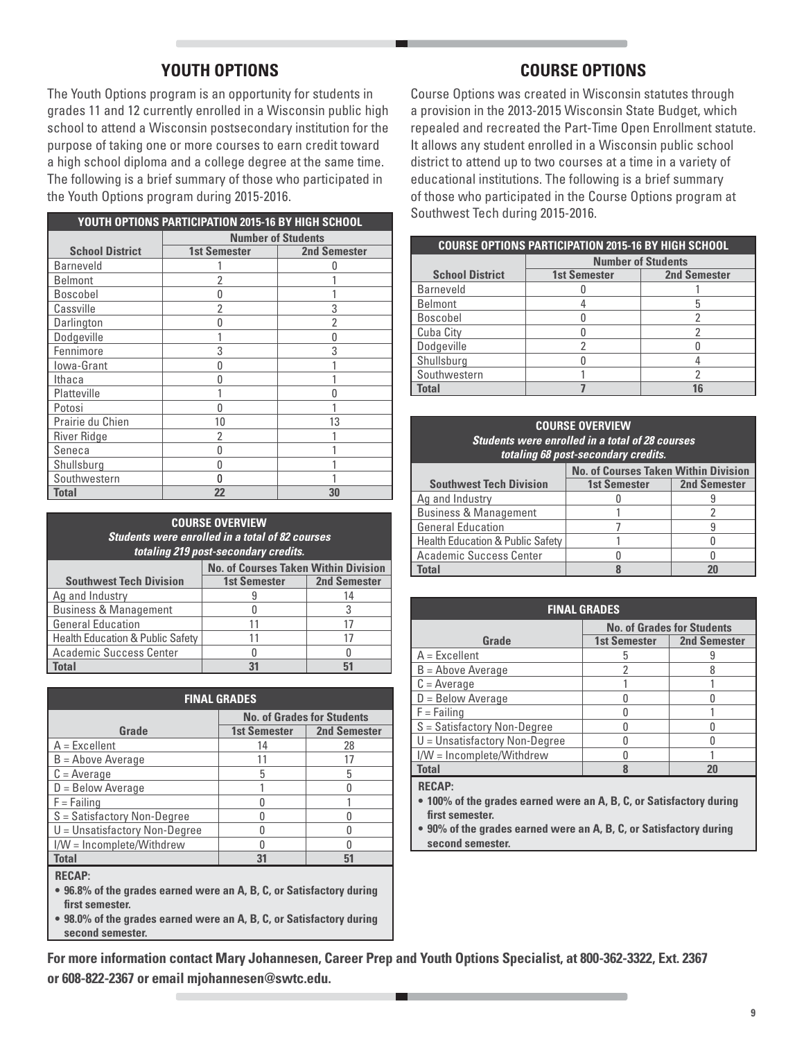## YOUTH OPTIONS

The Youth Options program is an opportunity for students in grades 11 and 12 currently enrolled in a Wisconsin public high school to attend a Wisconsin postsecondary institution for the purpose of taking one or more courses to earn credit toward a high school diploma and a college degree at the same time. The following is a brief summary of those who participated in the Youth Options program during 2015-2016.

| YOUTH OPTIONS PARTICIPATION 2015-16 BY HIGH SCHOOL | | |
|---|---|---|
| | Number of Students | |
| School District | 1st Semester | 2nd Semester |
| Barneveld | 1 | 0 |
| Belmont | 2 | 1 |
| Boscobel | 0 | 1 |
| Cassville | 2 | 3 |
| Darlington | 0 | 2 |
| Dodgeville | 1 | 0 |
| Fennimore | 3 | 3 |
| Iowa-Grant | 0 | 1 |
| Ithaca | 0 | 1 |
| Platteville | 1 | 0 |
| Potosi | 0 | 1 |
| Prairie du Chien | 10 | 13 |
| River Ridge | 2 | 1 |
| Seneca | 0 | 1 |
| Shullsburg | 0 | 1 |
| Southwestern | 0 | 1 |
| **Total** | **22** | **30** |

| COURSE OVERVIEW *Students were enrolled in a total of 82 courses totaling 219 post-secondary credits.* | | |
|---|---|---|
| | No. of Courses Taken Within Division | |
| Southwest Tech Division | 1st Semester | 2nd Semester |
| Ag and Industry | 9 | 14 |
| Business & Management | 0 | 3 |
| General Education | 11 | 17 |
| Health Education & Public Safety | 11 | 17 |
| Academic Success Center | 0 | 0 |
| **Total** | **31** | **51** |

| FINAL GRADES | | |
|---|---|---|
| | No. of Grades for Students | |
| Grade | 1st Semester | 2nd Semester |
| A = Excellent | 14 | 28 |
| B = Above Average | 11 | 17 |
| C = Average | 5 | 5 |
| D = Below Average | 1 | 0 |
| F = Failing | 0 | 1 |
| S = Satisfactory Non-Degree | 0 | 0 |
| U = Unsatisfactory Non-Degree | 0 | 0 |
| I/W = Incomplete/Withdrew | 0 | 0 |
| **Total** | **31** | **51** |

**RECAP:**

- **96.8% of the grades earned were an A, B, C, or Satisfactory during first semester.**
- **98.0% of the grades earned were an A, B, C, or Satisfactory during second semester.**

## COURSE OPTIONS

Course Options was created in Wisconsin statutes through a provision in the 2013-2015 Wisconsin State Budget, which repealed and recreated the Part-Time Open Enrollment statute. It allows any student enrolled in a Wisconsin public school district to attend up to two courses at a time in a variety of educational institutions. The following is a brief summary of those who participated in the Course Options program at Southwest Tech during 2015-2016.

| COURSE OPTIONS PARTICIPATION 2015-16 BY HIGH SCHOOL | | |
|---|---|---|
| | Number of Students | |
| School District | 1st Semester | 2nd Semester |
| Barneveld | 0 | 1 |
| Belmont | 4 | 5 |
| Boscobel | 0 | 2 |
| Cuba City | 0 | 2 |
| Dodgeville | 2 | 0 |
| Shullsburg | 0 | 4 |
| Southwestern | 1 | 2 |
| **Total** | **7** | **16** |

| COURSE OVERVIEW *Students were enrolled in a total of 28 courses totaling 68 post-secondary credits.* | | |
|---|---|---|
| | No. of Courses Taken Within Division | |
| Southwest Tech Division | 1st Semester | 2nd Semester |
| Ag and Industry | 0 | 9 |
| Business & Management | 1 | 2 |
| General Education | 7 | 9 |
| Health Education & Public Safety | 1 | 0 |
| Academic Success Center | 0 | 0 |
| **Total** | **8** | **20** |

| FINAL GRADES | | |
|---|---|---|
| | No. of Grades for Students | |
| Grade | 1st Semester | 2nd Semester |
| A = Excellent | 5 | 9 |
| B = Above Average | 2 | 8 |
| C = Average | 1 | 1 |
| D = Below Average | 0 | 0 |
| F = Failing | 0 | 1 |
| S = Satisfactory Non-Degree | 0 | 0 |
| U = Unsatisfactory Non-Degree | 0 | 0 |
| I/W = Incomplete/Withdrew | 0 | 1 |
| **Total** | **8** | **20** |

**RECAP:**

- **100% of the grades earned were an A, B, C, or Satisfactory during first semester.**
- **90% of the grades earned were an A, B, C, or Satisfactory during second semester.**

**For more information contact Mary Johannesen, Career Prep and Youth Options Specialist, at 800-362-3322, Ext. 2367 or 608-822-2367 or email mjohannesen@swtc.edu.**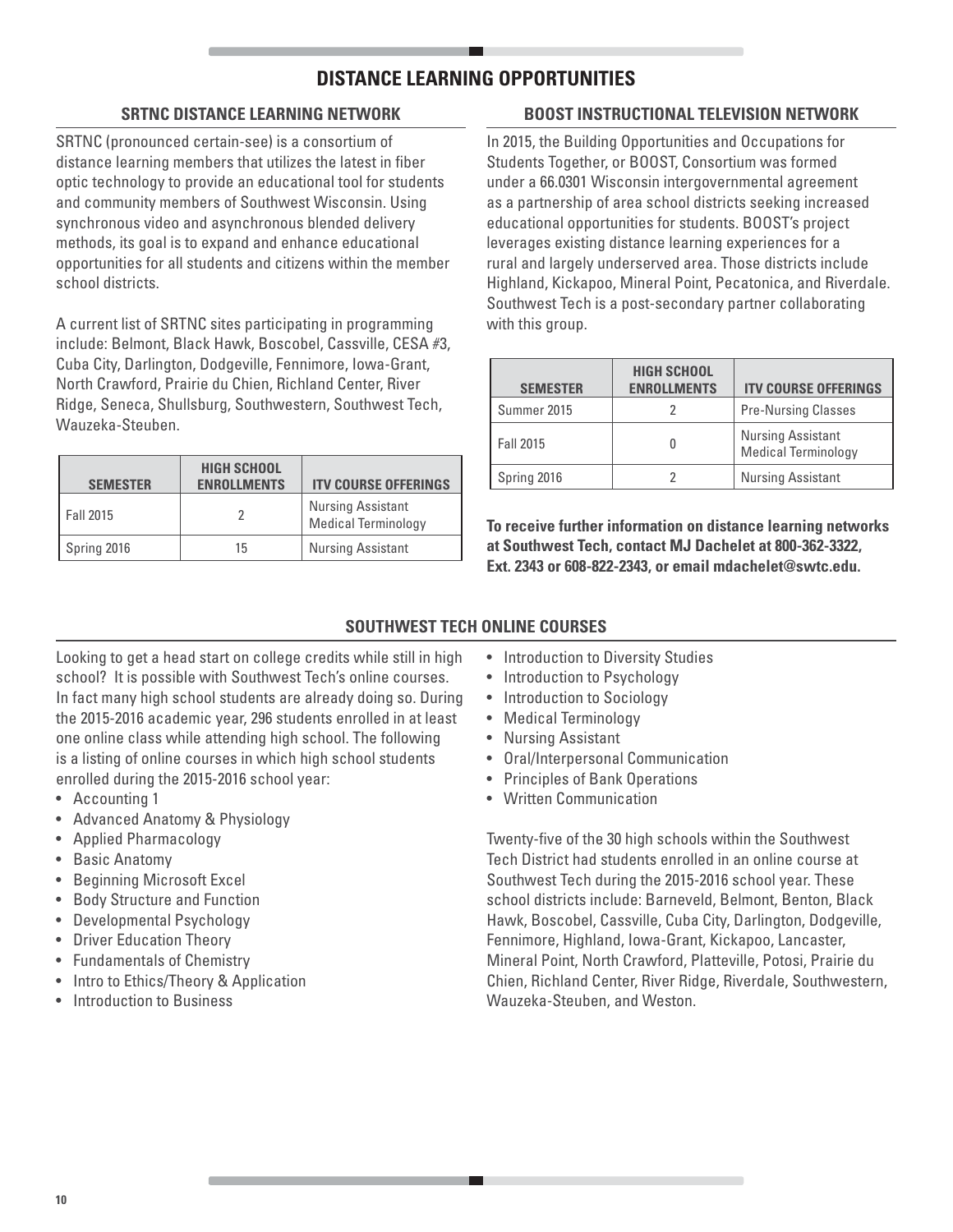# DISTANCE LEARNING OPPORTUNITIES

## SRTNC DISTANCE LEARNING NETWORK

SRTNC (pronounced certain-see) is a consortium of distance learning members that utilizes the latest in fiber optic technology to provide an educational tool for students and community members of Southwest Wisconsin. Using synchronous video and asynchronous blended delivery methods, its goal is to expand and enhance educational opportunities for all students and citizens within the member school districts.

A current list of SRTNC sites participating in programming include: Belmont, Black Hawk, Boscobel, Cassville, CESA #3, Cuba City, Darlington, Dodgeville, Fennimore, Iowa-Grant, North Crawford, Prairie du Chien, Richland Center, River Ridge, Seneca, Shullsburg, Southwestern, Southwest Tech, Wauzeka-Steuben.

| SEMESTER | HIGH SCHOOL ENROLLMENTS | ITV COURSE OFFERINGS |
|---|---|---|
| Fall 2015 | 2 | Nursing Assistant<br>Medical Terminology |
| Spring 2016 | 15 | Nursing Assistant |

## BOOST INSTRUCTIONAL TELEVISION NETWORK

In 2015, the Building Opportunities and Occupations for Students Together, or BOOST, Consortium was formed under a 66.0301 Wisconsin intergovernmental agreement as a partnership of area school districts seeking increased educational opportunities for students. BOOST's project leverages existing distance learning experiences for a rural and largely underserved area. Those districts include Highland, Kickapoo, Mineral Point, Pecatonica, and Riverdale. Southwest Tech is a post-secondary partner collaborating with this group.

| SEMESTER | HIGH SCHOOL ENROLLMENTS | ITV COURSE OFFERINGS |
|---|---|---|
| Summer 2015 | 2 | Pre-Nursing Classes |
| Fall 2015 | 0 | Nursing Assistant<br>Medical Terminology |
| Spring 2016 | 2 | Nursing Assistant |

**To receive further information on distance learning networks at Southwest Tech, contact MJ Dachelet at 800-362-3322, Ext. 2343 or 608-822-2343, or email mdachelet@swtc.edu.**

## SOUTHWEST TECH ONLINE COURSES

Looking to get a head start on college credits while still in high school? It is possible with Southwest Tech's online courses. In fact many high school students are already doing so. During the 2015-2016 academic year, 296 students enrolled in at least one online class while attending high school. The following is a listing of online courses in which high school students enrolled during the 2015-2016 school year:

- Accounting 1
- Advanced Anatomy & Physiology
- Applied Pharmacology
- Basic Anatomy
- Beginning Microsoft Excel
- Body Structure and Function
- Developmental Psychology
- Driver Education Theory
- Fundamentals of Chemistry
- Intro to Ethics/Theory & Application
- Introduction to Business
- Introduction to Diversity Studies
- Introduction to Psychology
- Introduction to Sociology
- Medical Terminology
- Nursing Assistant
- Oral/Interpersonal Communication
- Principles of Bank Operations
- Written Communication

Twenty-five of the 30 high schools within the Southwest Tech District had students enrolled in an online course at Southwest Tech during the 2015-2016 school year. These school districts include: Barneveld, Belmont, Benton, Black Hawk, Boscobel, Cassville, Cuba City, Darlington, Dodgeville, Fennimore, Highland, Iowa-Grant, Kickapoo, Lancaster, Mineral Point, North Crawford, Platteville, Potosi, Prairie du Chien, Richland Center, River Ridge, Riverdale, Southwestern, Wauzeka-Steuben, and Weston.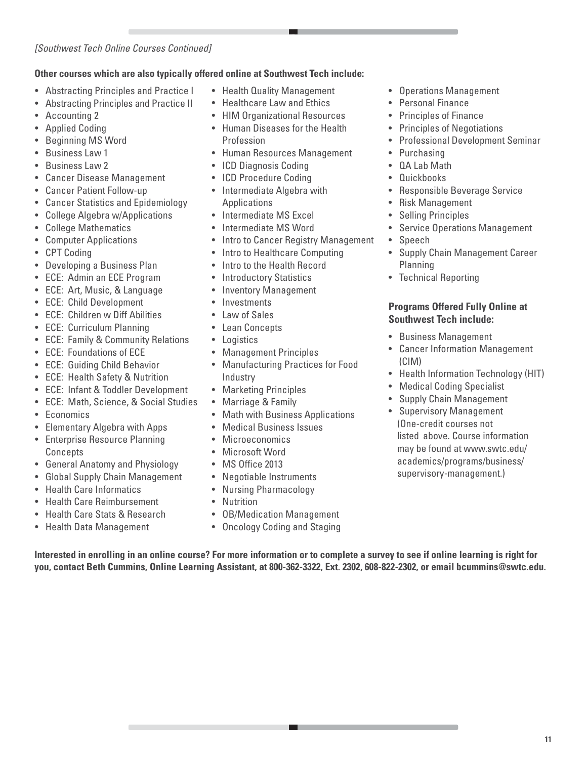*[Southwest Tech Online Courses Continued]*

**Other courses which are also typically offered online at Southwest Tech include:**

- Abstracting Principles and Practice I
- Abstracting Principles and Practice II
- Accounting 2
- Applied Coding
- Beginning MS Word
- Business Law 1
- Business Law 2
- Cancer Disease Management
- Cancer Patient Follow-up
- Cancer Statistics and Epidemiology
- College Algebra w/Applications
- College Mathematics
- Computer Applications
- CPT Coding
- Developing a Business Plan
- ECE: Admin an ECE Program
- ECE: Art, Music, & Language
- ECE: Child Development
- ECE: Children w Diff Abilities
- ECE: Curriculum Planning
- ECE: Family & Community Relations
- ECE: Foundations of ECE
- ECE: Guiding Child Behavior
- ECE: Health Safety & Nutrition
- ECE: Infant & Toddler Development
- ECE: Math, Science, & Social Studies
- Economics
- Elementary Algebra with Apps
- Enterprise Resource Planning Concepts
- General Anatomy and Physiology
- Global Supply Chain Management
- Health Care Informatics
- Health Care Reimbursement
- Health Care Stats & Research
- Health Data Management
- Health Quality Management
- Healthcare Law and Ethics
- HIM Organizational Resources
- Human Diseases for the Health Profession
- Human Resources Management
- ICD Diagnosis Coding
- ICD Procedure Coding
- Intermediate Algebra with Applications
- Intermediate MS Excel
- Intermediate MS Word
- Intro to Cancer Registry Management
- Intro to Healthcare Computing
- Intro to the Health Record
- Introductory Statistics
- Inventory Management
- Investments
- Law of Sales
- Lean Concepts
- Logistics
- Management Principles
- Manufacturing Practices for Food Industry
- Marketing Principles
- Marriage & Family
- Math with Business Applications
- Medical Business Issues
- Microeconomics
- Microsoft Word
- MS Office 2013
- Negotiable Instruments
- Nursing Pharmacology
- Nutrition
- OB/Medication Management
- Oncology Coding and Staging
- Operations Management
- Personal Finance
- Principles of Finance
- Principles of Negotiations
- Professional Development Seminar
- Purchasing
- QA Lab Math
- Quickbooks
- Responsible Beverage Service
- Risk Management
- Selling Principles
- Service Operations Management
- Speech
- Supply Chain Management Career Planning
- Technical Reporting

**Programs Offered Fully Online at Southwest Tech include:**

- Business Management
- Cancer Information Management (CIM)
- Health Information Technology (HIT)
- Medical Coding Specialist
- Supply Chain Management
- Supervisory Management (One-credit courses not listed above. Course information may be found at www.swtc.edu/academics/programs/business/supervisory-management.)

**Interested in enrolling in an online course? For more information or to complete a survey to see if online learning is right for you, contact Beth Cummins, Online Learning Assistant, at 800-362-3322, Ext. 2302, 608-822-2302, or email bcummins@swtc.edu.**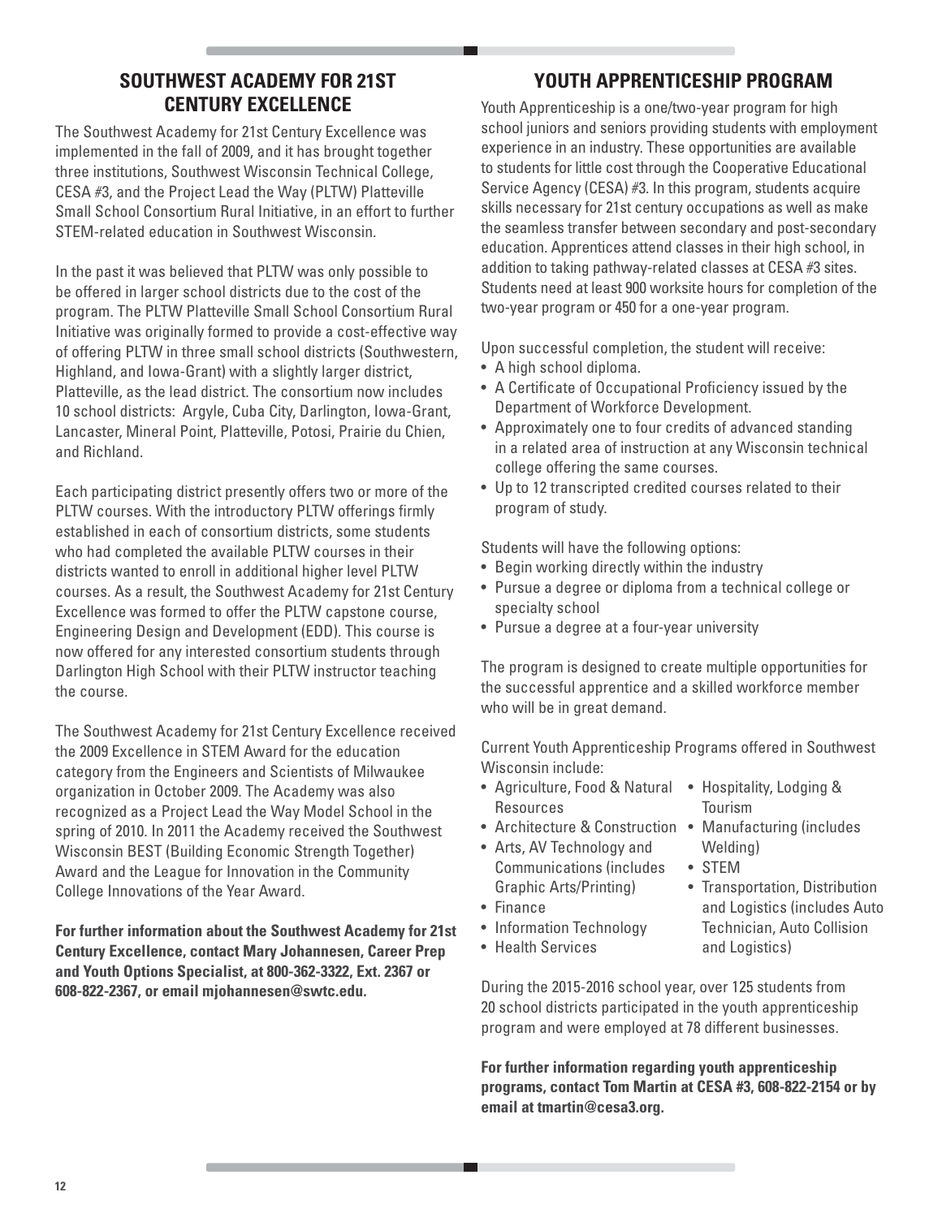## SOUTHWEST ACADEMY FOR 21ST CENTURY EXCELLENCE

The Southwest Academy for 21st Century Excellence was implemented in the fall of 2009, and it has brought together three institutions, Southwest Wisconsin Technical College, CESA #3, and the Project Lead the Way (PLTW) Platteville Small School Consortium Rural Initiative, in an effort to further STEM-related education in Southwest Wisconsin.

In the past it was believed that PLTW was only possible to be offered in larger school districts due to the cost of the program. The PLTW Platteville Small School Consortium Rural Initiative was originally formed to provide a cost-effective way of offering PLTW in three small school districts (Southwestern, Highland, and Iowa-Grant) with a slightly larger district, Platteville, as the lead district. The consortium now includes 10 school districts: Argyle, Cuba City, Darlington, Iowa-Grant, Lancaster, Mineral Point, Platteville, Potosi, Prairie du Chien, and Richland.

Each participating district presently offers two or more of the PLTW courses. With the introductory PLTW offerings firmly established in each of consortium districts, some students who had completed the available PLTW courses in their districts wanted to enroll in additional higher level PLTW courses. As a result, the Southwest Academy for 21st Century Excellence was formed to offer the PLTW capstone course, Engineering Design and Development (EDD). This course is now offered for any interested consortium students through Darlington High School with their PLTW instructor teaching the course.

The Southwest Academy for 21st Century Excellence received the 2009 Excellence in STEM Award for the education category from the Engineers and Scientists of Milwaukee organization in October 2009. The Academy was also recognized as a Project Lead the Way Model School in the spring of 2010. In 2011 the Academy received the Southwest Wisconsin BEST (Building Economic Strength Together) Award and the League for Innovation in the Community College Innovations of the Year Award.

**For further information about the Southwest Academy for 21st Century Excellence, contact Mary Johannesen, Career Prep and Youth Options Specialist, at 800-362-3322, Ext. 2367 or 608-822-2367, or email mjohannesen@swtc.edu.**

## YOUTH APPRENTICESHIP PROGRAM

Youth Apprenticeship is a one/two-year program for high school juniors and seniors providing students with employment experience in an industry. These opportunities are available to students for little cost through the Cooperative Educational Service Agency (CESA) #3. In this program, students acquire skills necessary for 21st century occupations as well as make the seamless transfer between secondary and post-secondary education. Apprentices attend classes in their high school, in addition to taking pathway-related classes at CESA #3 sites. Students need at least 900 worksite hours for completion of the two-year program or 450 for a one-year program.

Upon successful completion, the student will receive:

- A high school diploma.
- A Certificate of Occupational Proficiency issued by the Department of Workforce Development.
- Approximately one to four credits of advanced standing in a related area of instruction at any Wisconsin technical college offering the same courses.
- Up to 12 transcripted credited courses related to their program of study.

Students will have the following options:

- Begin working directly within the industry
- Pursue a degree or diploma from a technical college or specialty school
- Pursue a degree at a four-year university

The program is designed to create multiple opportunities for the successful apprentice and a skilled workforce member who will be in great demand.

Current Youth Apprenticeship Programs offered in Southwest Wisconsin include:

- Agriculture, Food & Natural Resources
- Architecture & Construction
- Arts, AV Technology and Communications (includes Graphic Arts/Printing)
- Finance
- Information Technology
- Health Services
- Hospitality, Lodging & Tourism
- Manufacturing (includes Welding)
- STEM
- Transportation, Distribution and Logistics (includes Auto Technician, Auto Collision and Logistics)

During the 2015-2016 school year, over 125 students from 20 school districts participated in the youth apprenticeship program and were employed at 78 different businesses.

**For further information regarding youth apprenticeship programs, contact Tom Martin at CESA #3, 608-822-2154 or by email at tmartin@cesa3.org.**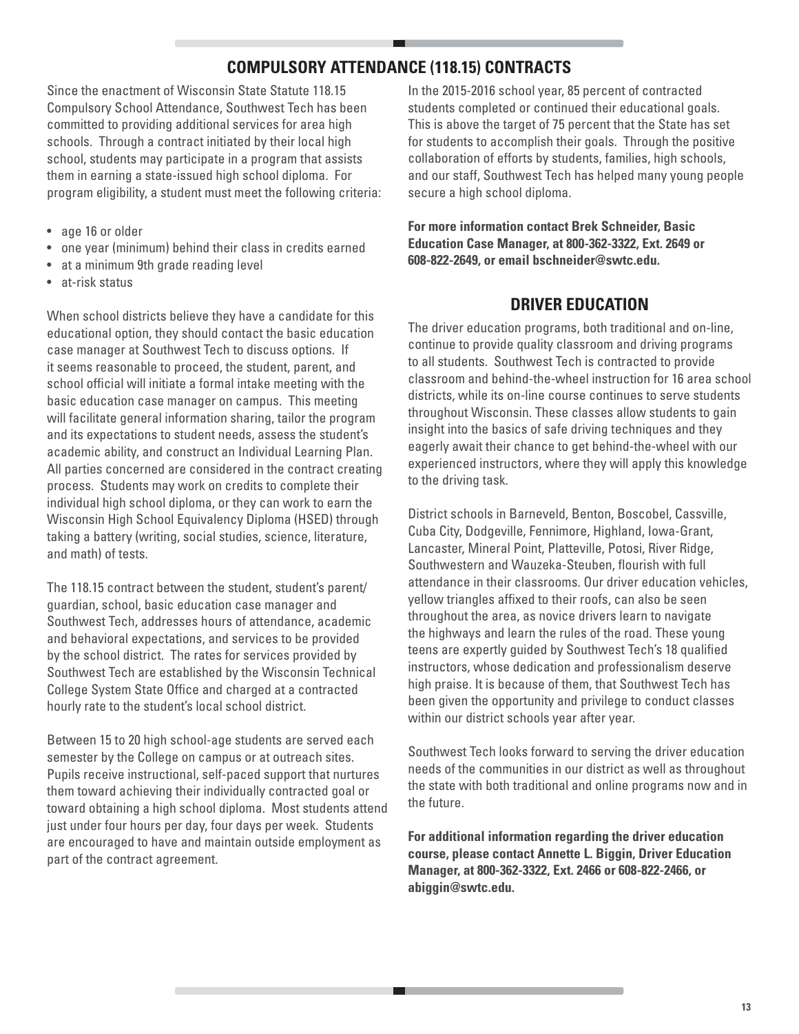## COMPULSORY ATTENDANCE (118.15) CONTRACTS

Since the enactment of Wisconsin State Statute 118.15 Compulsory School Attendance, Southwest Tech has been committed to providing additional services for area high schools. Through a contract initiated by their local high school, students may participate in a program that assists them in earning a state-issued high school diploma. For program eligibility, a student must meet the following criteria:

- age 16 or older
- one year (minimum) behind their class in credits earned
- at a minimum 9th grade reading level
- at-risk status

When school districts believe they have a candidate for this educational option, they should contact the basic education case manager at Southwest Tech to discuss options. If it seems reasonable to proceed, the student, parent, and school official will initiate a formal intake meeting with the basic education case manager on campus. This meeting will facilitate general information sharing, tailor the program and its expectations to student needs, assess the student's academic ability, and construct an Individual Learning Plan. All parties concerned are considered in the contract creating process. Students may work on credits to complete their individual high school diploma, or they can work to earn the Wisconsin High School Equivalency Diploma (HSED) through taking a battery (writing, social studies, science, literature, and math) of tests.

The 118.15 contract between the student, student's parent/guardian, school, basic education case manager and Southwest Tech, addresses hours of attendance, academic and behavioral expectations, and services to be provided by the school district. The rates for services provided by Southwest Tech are established by the Wisconsin Technical College System State Office and charged at a contracted hourly rate to the student's local school district.

Between 15 to 20 high school-age students are served each semester by the College on campus or at outreach sites. Pupils receive instructional, self-paced support that nurtures them toward achieving their individually contracted goal or toward obtaining a high school diploma. Most students attend just under four hours per day, four days per week. Students are encouraged to have and maintain outside employment as part of the contract agreement.

In the 2015-2016 school year, 85 percent of contracted students completed or continued their educational goals. This is above the target of 75 percent that the State has set for students to accomplish their goals. Through the positive collaboration of efforts by students, families, high schools, and our staff, Southwest Tech has helped many young people secure a high school diploma.

**For more information contact Brek Schneider, Basic Education Case Manager, at 800-362-3322, Ext. 2649 or 608-822-2649, or email bschneider@swtc.edu.**

## DRIVER EDUCATION

The driver education programs, both traditional and on-line, continue to provide quality classroom and driving programs to all students. Southwest Tech is contracted to provide classroom and behind-the-wheel instruction for 16 area school districts, while its on-line course continues to serve students throughout Wisconsin. These classes allow students to gain insight into the basics of safe driving techniques and they eagerly await their chance to get behind-the-wheel with our experienced instructors, where they will apply this knowledge to the driving task.

District schools in Barneveld, Benton, Boscobel, Cassville, Cuba City, Dodgeville, Fennimore, Highland, Iowa-Grant, Lancaster, Mineral Point, Platteville, Potosi, River Ridge, Southwestern and Wauzeka-Steuben, flourish with full attendance in their classrooms. Our driver education vehicles, yellow triangles affixed to their roofs, can also be seen throughout the area, as novice drivers learn to navigate the highways and learn the rules of the road. These young teens are expertly guided by Southwest Tech's 18 qualified instructors, whose dedication and professionalism deserve high praise. It is because of them, that Southwest Tech has been given the opportunity and privilege to conduct classes within our district schools year after year.

Southwest Tech looks forward to serving the driver education needs of the communities in our district as well as throughout the state with both traditional and online programs now and in the future.

**For additional information regarding the driver education course, please contact Annette L. Biggin, Driver Education Manager, at 800-362-3322, Ext. 2466 or 608-822-2466, or abiggin@swtc.edu.**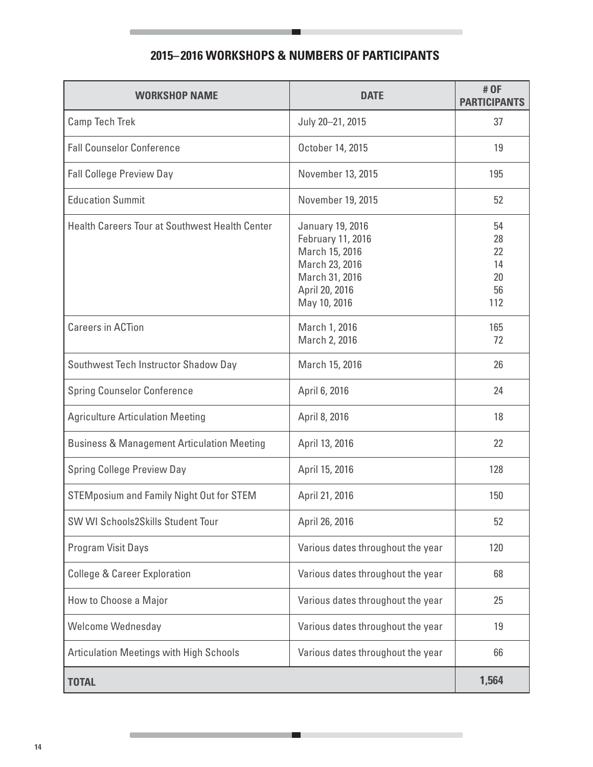## 2015–2016 WORKSHOPS & NUMBERS OF PARTICIPANTS

| WORKSHOP NAME | DATE | # OF PARTICIPANTS |
|---|---|---|
| Camp Tech Trek | July 20–21, 2015 | 37 |
| Fall Counselor Conference | October 14, 2015 | 19 |
| Fall College Preview Day | November 13, 2015 | 195 |
| Education Summit | November 19, 2015 | 52 |
| Health Careers Tour at Southwest Health Center | January 19, 2016<br>February 11, 2016<br>March 15, 2016<br>March 23, 2016<br>March 31, 2016<br>April 20, 2016<br>May 10, 2016 | 54<br>28<br>22<br>14<br>20<br>56<br>112 |
| Careers in ACTion | March 1, 2016<br>March 2, 2016 | 165<br>72 |
| Southwest Tech Instructor Shadow Day | March 15, 2016 | 26 |
| Spring Counselor Conference | April 6, 2016 | 24 |
| Agriculture Articulation Meeting | April 8, 2016 | 18 |
| Business & Management Articulation Meeting | April 13, 2016 | 22 |
| Spring College Preview Day | April 15, 2016 | 128 |
| STEMposium and Family Night Out for STEM | April 21, 2016 | 150 |
| SW WI Schools2Skills Student Tour | April 26, 2016 | 52 |
| Program Visit Days | Various dates throughout the year | 120 |
| College & Career Exploration | Various dates throughout the year | 68 |
| How to Choose a Major | Various dates throughout the year | 25 |
| Welcome Wednesday | Various dates throughout the year | 19 |
| Articulation Meetings with High Schools | Various dates throughout the year | 66 |
| **TOTAL** | | **1,564** |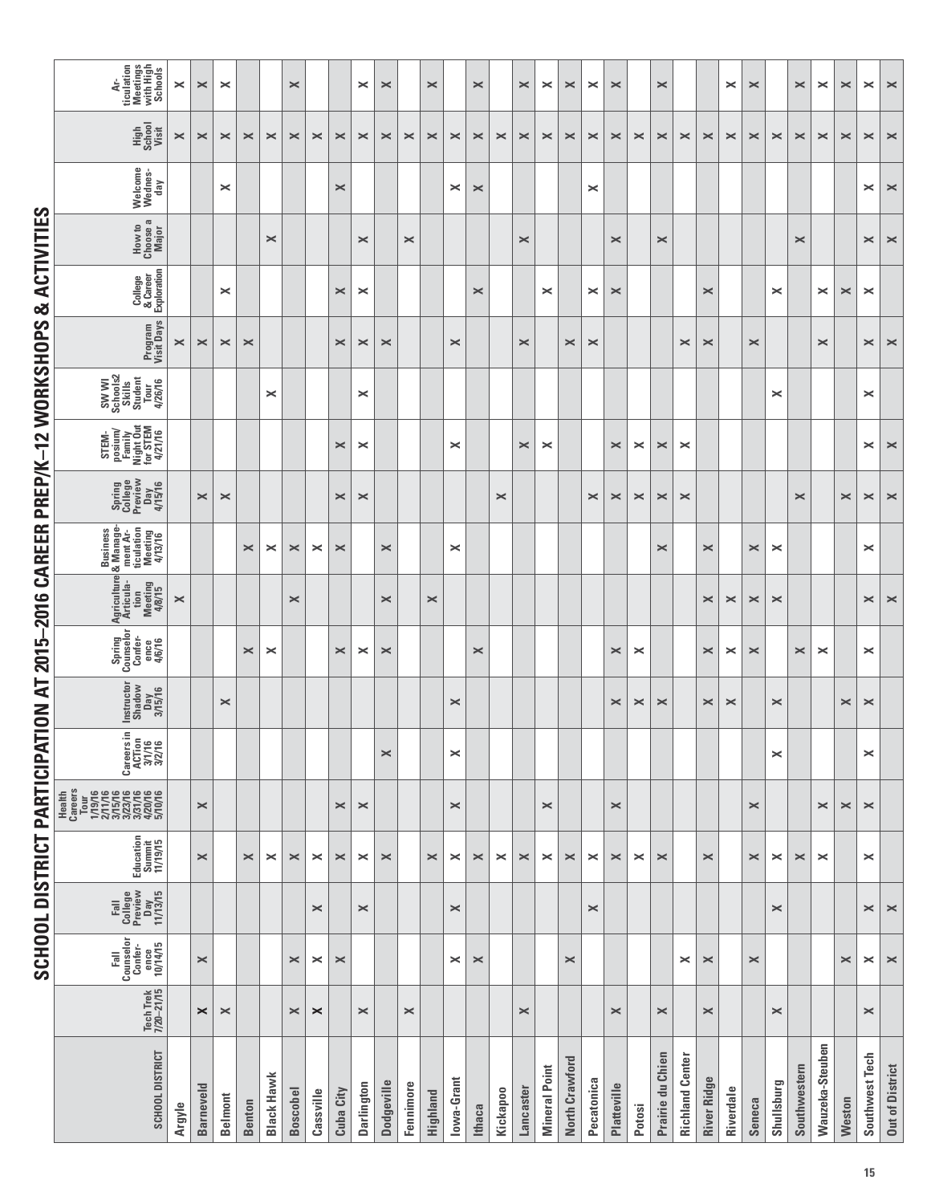# SCHOOL DISTRICT PARTICIPATION AT 2015–2016 CAREER PREP/K–12 WORKSHOPS & ACTIVITIES

| SCHOOL DISTRICT | Tech Trek 7/20–21/15 | Fall Counselor Conference 10/14/15 | Fall College Preview Day 11/13/15 | Education Summit 11/19/15 | Health Careers Tour 1/19/16 2/11/16 3/15/16 3/23/16 3/31/16 4/20/16 5/10/16 | Careers in ACTion 3/1/16 3/2/16 | Instructor Shadow Day 3/15/16 | Spring Counselor Conference 4/6/16 | Agriculture Articulation Meeting 4/8/15 | Business & Management Articulation Meeting 4/13/16 | Spring College Preview Day 4/15/16 | STEM-posium/ Family Night Out for STEM 4/21/16 | SW WI Schools2 Skills Student Tour 4/26/16 | Program Visit Days | College & Career Exploration | How to Choose a Major | Welcome Wednesday | High School Visit | Articulation Meetings with High Schools |
|---|---|---|---|---|---|---|---|---|---|---|---|---|---|---|---|---|---|---|---|
| Argyle | | | | | | | | | × | | | | | × | | | | × | × |
| Barneveld | × | × | | × | × | | | | | | × | | | × | | | | × | × |
| Belmont | × | | | | | | × | | | | × | | | × | × | | × | × | × |
| Benton | | | | × | | | | × | | × | | | | × | | | | × | |
| Black Hawk | | | | × | | | | × | | × | | | × | | | × | | × | |
| Boscobel | × | × | | × | | | | | × | × | | | | | | | | × | × |
| Cassville | × | × | × | × | | | | | | × | | | | | | | | × | |
| Cuba City | | × | | × | × | | | × | | × | × | × | | × | × | | × | × | |
| Darlington | × | | × | × | × | | | × | | | × | × | × | × | × | × | | × | × |
| Dodgeville | | | | × | | × | | × | × | × | | | | × | | | | × | × |
| Fennimore | × | | | | | | | | | | | | | | | × | | × | |
| Highland | | | | × | | | | | × | | | | | | | | | × | × |
| Iowa-Grant | | × | × | × | × | × | × | | | × | | × | | × | | | × | × | |
| Ithaca | | × | | × | | | | × | | | | | | | × | | × | × | × |
| Kickapoo | | | | × | | | | | | | × | | | | | | | × | |
| Lancaster | × | | | × | | | | | | | | × | | × | | × | | × | × |
| Mineral Point | | | | × | × | | | | | | | × | | | × | | | × | × |
| North Crawford | | × | | × | | | | | | | | | | × | | | | × | × |
| Pecatonica | | | × | × | | | | | | | × | | | × | × | | × | × | × |
| Platteville | × | | | × | × | | × | × | | | × | × | | | × | × | | × | × |
| Potosi | | | | × | | | × | × | | | × | × | | | | | | × | |
| Prairie du Chien | × | | | × | | | × | | | × | × | × | | | | × | | × | × |
| Richland Center | | × | | | | | | | | | × | × | | × | | | | × | |
| River Ridge | × | × | | × | | | × | × | × | × | | | | × | × | | | × | |
| Riverdale | | | | | | | × | × | × | | | | | | | | | × | × |
| Seneca | | × | | × | × | | | × | × | × | | | | × | | | | × | × |
| Shullsburg | × | | × | × | | × | × | | × | × | | | × | | × | | | × | |
| Southwestern | | | | × | | | | × | | | × | | | | | × | | × | × |
| Wauzeka-Steuben | | | | × | × | | | × | | | | | | × | × | | | × | × |
| Weston | | × | | | × | | × | | | | × | | | | × | | | × | × |
| Southwest Tech | × | × | × | × | × | × | × | × | × | × | × | × | × | × | × | × | × | × | × |
| Out of District | | × | × | | | | | | × | | × | × | | × | | × | × | × | × |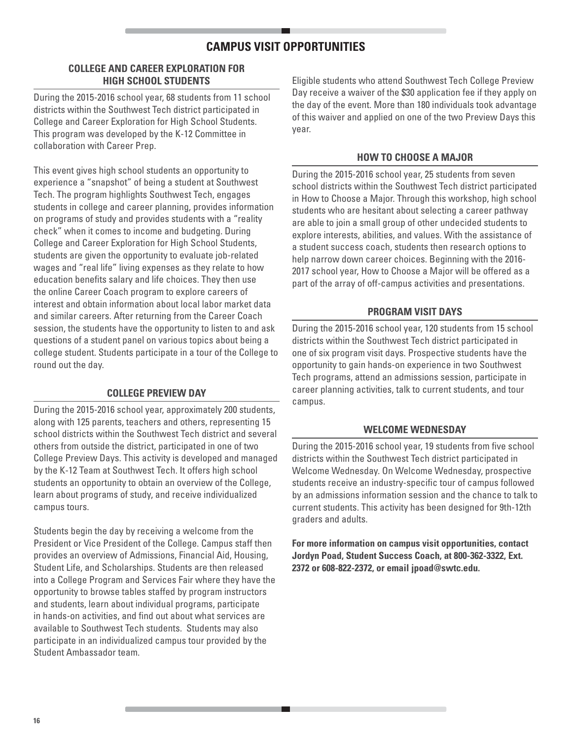# CAMPUS VISIT OPPORTUNITIES

## COLLEGE AND CAREER EXPLORATION FOR HIGH SCHOOL STUDENTS

During the 2015-2016 school year, 68 students from 11 school districts within the Southwest Tech district participated in College and Career Exploration for High School Students. This program was developed by the K-12 Committee in collaboration with Career Prep.

This event gives high school students an opportunity to experience a "snapshot" of being a student at Southwest Tech. The program highlights Southwest Tech, engages students in college and career planning, provides information on programs of study and provides students with a "reality check" when it comes to income and budgeting. During College and Career Exploration for High School Students, students are given the opportunity to evaluate job-related wages and "real life" living expenses as they relate to how education benefits salary and life choices. They then use the online Career Coach program to explore careers of interest and obtain information about local labor market data and similar careers. After returning from the Career Coach session, the students have the opportunity to listen to and ask questions of a student panel on various topics about being a college student. Students participate in a tour of the College to round out the day.

## COLLEGE PREVIEW DAY

During the 2015-2016 school year, approximately 200 students, along with 125 parents, teachers and others, representing 15 school districts within the Southwest Tech district and several others from outside the district, participated in one of two College Preview Days. This activity is developed and managed by the K-12 Team at Southwest Tech. It offers high school students an opportunity to obtain an overview of the College, learn about programs of study, and receive individualized campus tours.

Students begin the day by receiving a welcome from the President or Vice President of the College. Campus staff then provides an overview of Admissions, Financial Aid, Housing, Student Life, and Scholarships. Students are then released into a College Program and Services Fair where they have the opportunity to browse tables staffed by program instructors and students, learn about individual programs, participate in hands-on activities, and find out about what services are available to Southwest Tech students. Students may also participate in an individualized campus tour provided by the Student Ambassador team.

Eligible students who attend Southwest Tech College Preview Day receive a waiver of the $30 application fee if they apply on the day of the event. More than 180 individuals took advantage of this waiver and applied on one of the two Preview Days this year.

## HOW TO CHOOSE A MAJOR

During the 2015-2016 school year, 25 students from seven school districts within the Southwest Tech district participated in How to Choose a Major. Through this workshop, high school students who are hesitant about selecting a career pathway are able to join a small group of other undecided students to explore interests, abilities, and values. With the assistance of a student success coach, students then research options to help narrow down career choices. Beginning with the 2016-2017 school year, How to Choose a Major will be offered as a part of the array of off-campus activities and presentations.

## PROGRAM VISIT DAYS

During the 2015-2016 school year, 120 students from 15 school districts within the Southwest Tech district participated in one of six program visit days. Prospective students have the opportunity to gain hands-on experience in two Southwest Tech programs, attend an admissions session, participate in career planning activities, talk to current students, and tour campus.

## WELCOME WEDNESDAY

During the 2015-2016 school year, 19 students from five school districts within the Southwest Tech district participated in Welcome Wednesday. On Welcome Wednesday, prospective students receive an industry-specific tour of campus followed by an admissions information session and the chance to talk to current students. This activity has been designed for 9th-12th graders and adults.

**For more information on campus visit opportunities, contact Jordyn Poad, Student Success Coach, at 800-362-3322, Ext. 2372 or 608-822-2372, or email jpoad@swtc.edu.**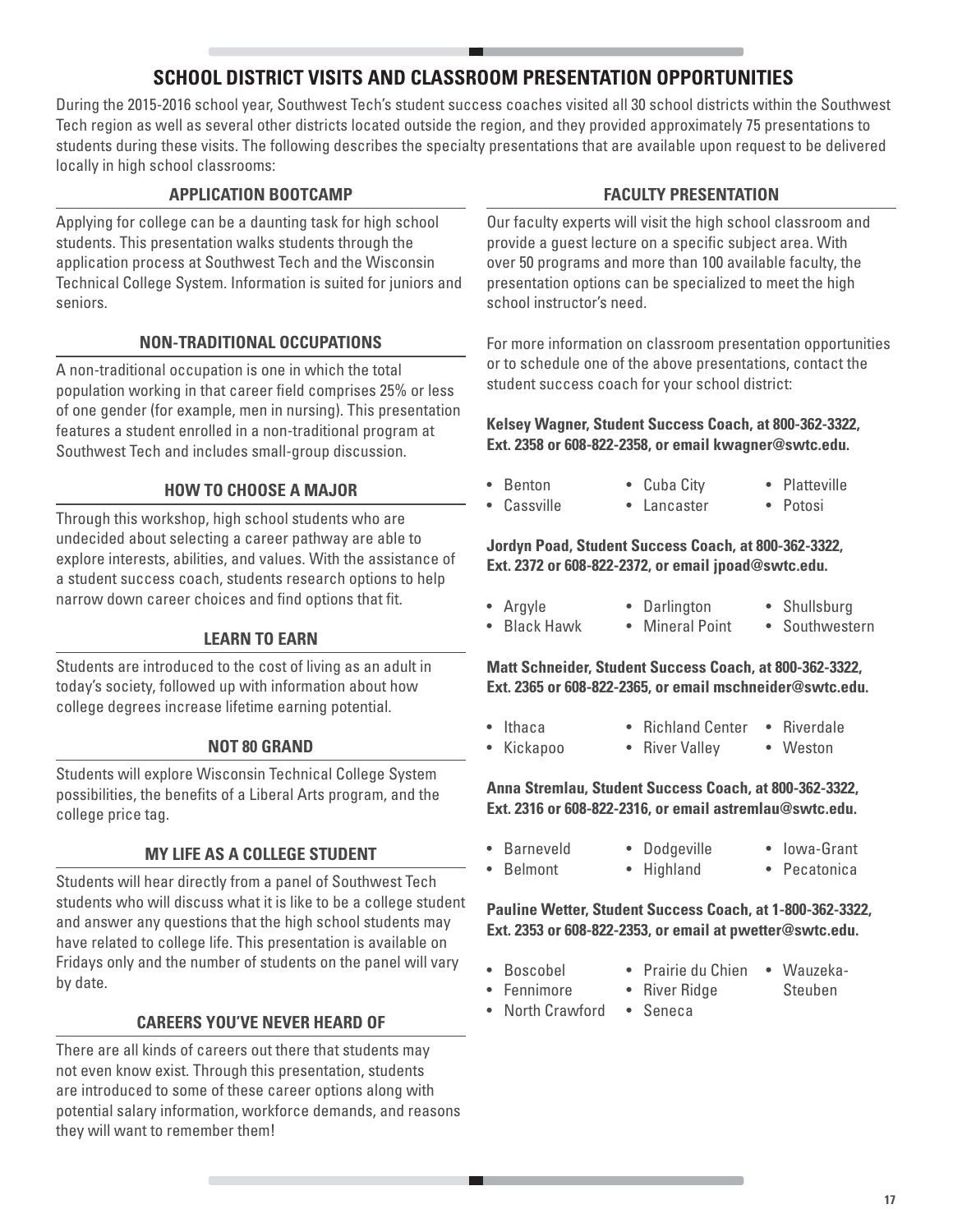## SCHOOL DISTRICT VISITS AND CLASSROOM PRESENTATION OPPORTUNITIES

During the 2015-2016 school year, Southwest Tech's student success coaches visited all 30 school districts within the Southwest Tech region as well as several other districts located outside the region, and they provided approximately 75 presentations to students during these visits. The following describes the specialty presentations that are available upon request to be delivered locally in high school classrooms:

### APPLICATION BOOTCAMP

Applying for college can be a daunting task for high school students. This presentation walks students through the application process at Southwest Tech and the Wisconsin Technical College System. Information is suited for juniors and seniors.

### NON-TRADITIONAL OCCUPATIONS

A non-traditional occupation is one in which the total population working in that career field comprises 25% or less of one gender (for example, men in nursing). This presentation features a student enrolled in a non-traditional program at Southwest Tech and includes small-group discussion.

### HOW TO CHOOSE A MAJOR

Through this workshop, high school students who are undecided about selecting a career pathway are able to explore interests, abilities, and values. With the assistance of a student success coach, students research options to help narrow down career choices and find options that fit.

### LEARN TO EARN

Students are introduced to the cost of living as an adult in today's society, followed up with information about how college degrees increase lifetime earning potential.

### NOT 80 GRAND

Students will explore Wisconsin Technical College System possibilities, the benefits of a Liberal Arts program, and the college price tag.

### MY LIFE AS A COLLEGE STUDENT

Students will hear directly from a panel of Southwest Tech students who will discuss what it is like to be a college student and answer any questions that the high school students may have related to college life. This presentation is available on Fridays only and the number of students on the panel will vary by date.

### CAREERS YOU'VE NEVER HEARD OF

There are all kinds of careers out there that students may not even know exist. Through this presentation, students are introduced to some of these career options along with potential salary information, workforce demands, and reasons they will want to remember them!

### FACULTY PRESENTATION

Our faculty experts will visit the high school classroom and provide a guest lecture on a specific subject area. With over 50 programs and more than 100 available faculty, the presentation options can be specialized to meet the high school instructor's need.

For more information on classroom presentation opportunities or to schedule one of the above presentations, contact the student success coach for your school district:

**Kelsey Wagner, Student Success Coach, at 800-362-3322, Ext. 2358 or 608-822-2358, or email kwagner@swtc.edu.**

- Benton
- Cassville
- Cuba City
- Lancaster
- Platteville
- Potosi

**Jordyn Poad, Student Success Coach, at 800-362-3322, Ext. 2372 or 608-822-2372, or email jpoad@swtc.edu.**

- Argyle
- Black Hawk
- Darlington
- Mineral Point
- Shullsburg
- Southwestern

**Matt Schneider, Student Success Coach, at 800-362-3322, Ext. 2365 or 608-822-2365, or email mschneider@swtc.edu.**

- Ithaca
- Kickapoo
- Richland Center
- River Valley
- Riverdale
- Weston

**Anna Stremlau, Student Success Coach, at 800-362-3322, Ext. 2316 or 608-822-2316, or email astremlau@swtc.edu.**

- Barneveld
- Belmont
- Dodgeville
- Highland
- Iowa-Grant
- Pecatonica

**Pauline Wetter, Student Success Coach, at 1-800-362-3322, Ext. 2353 or 608-822-2353, or email at pwetter@swtc.edu.**

- Boscobel
- Fennimore
- North Crawford
- Prairie du Chien
- River Ridge
- Seneca
- Wauzeka-Steuben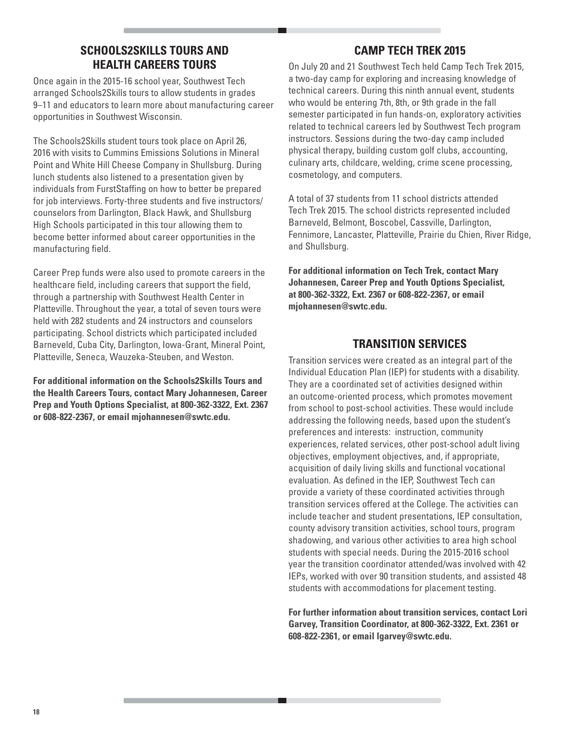## SCHOOLS2SKILLS TOURS AND HEALTH CAREERS TOURS

Once again in the 2015-16 school year, Southwest Tech arranged Schools2Skills tours to allow students in grades 9–11 and educators to learn more about manufacturing career opportunities in Southwest Wisconsin.

The Schools2Skills student tours took place on April 26, 2016 with visits to Cummins Emissions Solutions in Mineral Point and White Hill Cheese Company in Shullsburg. During lunch students also listened to a presentation given by individuals from FurstStaffing on how to better be prepared for job interviews. Forty-three students and five instructors/ counselors from Darlington, Black Hawk, and Shullsburg High Schools participated in this tour allowing them to become better informed about career opportunities in the manufacturing field.

Career Prep funds were also used to promote careers in the healthcare field, including careers that support the field, through a partnership with Southwest Health Center in Platteville. Throughout the year, a total of seven tours were held with 282 students and 24 instructors and counselors participating. School districts which participated included Barneveld, Cuba City, Darlington, Iowa-Grant, Mineral Point, Platteville, Seneca, Wauzeka-Steuben, and Weston.

**For additional information on the Schools2Skills Tours and the Health Careers Tours, contact Mary Johannesen, Career Prep and Youth Options Specialist, at 800-362-3322, Ext. 2367 or 608-822-2367, or email mjohannesen@swtc.edu.**

## CAMP TECH TREK 2015

On July 20 and 21 Southwest Tech held Camp Tech Trek 2015, a two-day camp for exploring and increasing knowledge of technical careers. During this ninth annual event, students who would be entering 7th, 8th, or 9th grade in the fall semester participated in fun hands-on, exploratory activities related to technical careers led by Southwest Tech program instructors. Sessions during the two-day camp included physical therapy, building custom golf clubs, accounting, culinary arts, childcare, welding, crime scene processing, cosmetology, and computers.

A total of 37 students from 11 school districts attended Tech Trek 2015. The school districts represented included Barneveld, Belmont, Boscobel, Cassville, Darlington, Fennimore, Lancaster, Platteville, Prairie du Chien, River Ridge, and Shullsburg.

**For additional information on Tech Trek, contact Mary Johannesen, Career Prep and Youth Options Specialist, at 800-362-3322, Ext. 2367 or 608-822-2367, or email mjohannesen@swtc.edu.**

## TRANSITION SERVICES

Transition services were created as an integral part of the Individual Education Plan (IEP) for students with a disability. They are a coordinated set of activities designed within an outcome-oriented process, which promotes movement from school to post-school activities. These would include addressing the following needs, based upon the student's preferences and interests: instruction, community experiences, related services, other post-school adult living objectives, employment objectives, and, if appropriate, acquisition of daily living skills and functional vocational evaluation. As defined in the IEP, Southwest Tech can provide a variety of these coordinated activities through transition services offered at the College. The activities can include teacher and student presentations, IEP consultation, county advisory transition activities, school tours, program shadowing, and various other activities to area high school students with special needs. During the 2015-2016 school year the transition coordinator attended/was involved with 42 IEPs, worked with over 90 transition students, and assisted 48 students with accommodations for placement testing.

**For further information about transition services, contact Lori Garvey, Transition Coordinator, at 800-362-3322, Ext. 2361 or 608-822-2361, or email lgarvey@swtc.edu.**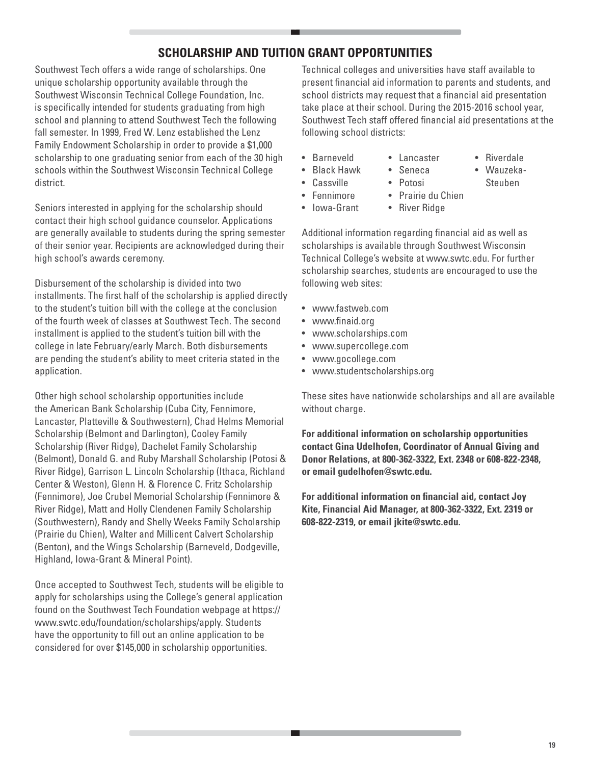## SCHOLARSHIP AND TUITION GRANT OPPORTUNITIES

Southwest Tech offers a wide range of scholarships. One unique scholarship opportunity available through the Southwest Wisconsin Technical College Foundation, Inc. is specifically intended for students graduating from high school and planning to attend Southwest Tech the following fall semester. In 1999, Fred W. Lenz established the Lenz Family Endowment Scholarship in order to provide a $1,000 scholarship to one graduating senior from each of the 30 high schools within the Southwest Wisconsin Technical College district.

Seniors interested in applying for the scholarship should contact their high school guidance counselor. Applications are generally available to students during the spring semester of their senior year. Recipients are acknowledged during their high school's awards ceremony.

Disbursement of the scholarship is divided into two installments. The first half of the scholarship is applied directly to the student's tuition bill with the college at the conclusion of the fourth week of classes at Southwest Tech. The second installment is applied to the student's tuition bill with the college in late February/early March. Both disbursements are pending the student's ability to meet criteria stated in the application.

Other high school scholarship opportunities include the American Bank Scholarship (Cuba City, Fennimore, Lancaster, Platteville & Southwestern), Chad Helms Memorial Scholarship (Belmont and Darlington), Cooley Family Scholarship (River Ridge), Dachelet Family Scholarship (Belmont), Donald G. and Ruby Marshall Scholarship (Potosi & River Ridge), Garrison L. Lincoln Scholarship (Ithaca, Richland Center & Weston), Glenn H. & Florence C. Fritz Scholarship (Fennimore), Joe Crubel Memorial Scholarship (Fennimore & River Ridge), Matt and Holly Clendenen Family Scholarship (Southwestern), Randy and Shelly Weeks Family Scholarship (Prairie du Chien), Walter and Millicent Calvert Scholarship (Benton), and the Wings Scholarship (Barneveld, Dodgeville, Highland, Iowa-Grant & Mineral Point).

Once accepted to Southwest Tech, students will be eligible to apply for scholarships using the College's general application found on the Southwest Tech Foundation webpage at https://www.swtc.edu/foundation/scholarships/apply. Students have the opportunity to fill out an online application to be considered for over $145,000 in scholarship opportunities.

Technical colleges and universities have staff available to present financial aid information to parents and students, and school districts may request that a financial aid presentation take place at their school. During the 2015-2016 school year, Southwest Tech staff offered financial aid presentations at the following school districts:

- Barneveld
- Black Hawk
- Cassville
- Fennimore
- Iowa-Grant
- Lancaster
- Seneca
- Potosi
- Prairie du Chien
- River Ridge
- Riverdale
- Wauzeka-Steuben

Additional information regarding financial aid as well as scholarships is available through Southwest Wisconsin Technical College's website at www.swtc.edu. For further scholarship searches, students are encouraged to use the following web sites:

- www.fastweb.com
- www.finaid.org
- www.scholarships.com
- www.supercollege.com
- www.gocollege.com
- www.studentscholarships.org

These sites have nationwide scholarships and all are available without charge.

**For additional information on scholarship opportunities contact Gina Udelhofen, Coordinator of Annual Giving and Donor Relations, at 800-362-3322, Ext. 2348 or 608-822-2348, or email gudelhofen@swtc.edu.**

**For additional information on financial aid, contact Joy Kite, Financial Aid Manager, at 800-362-3322, Ext. 2319 or 608-822-2319, or email jkite@swtc.edu.**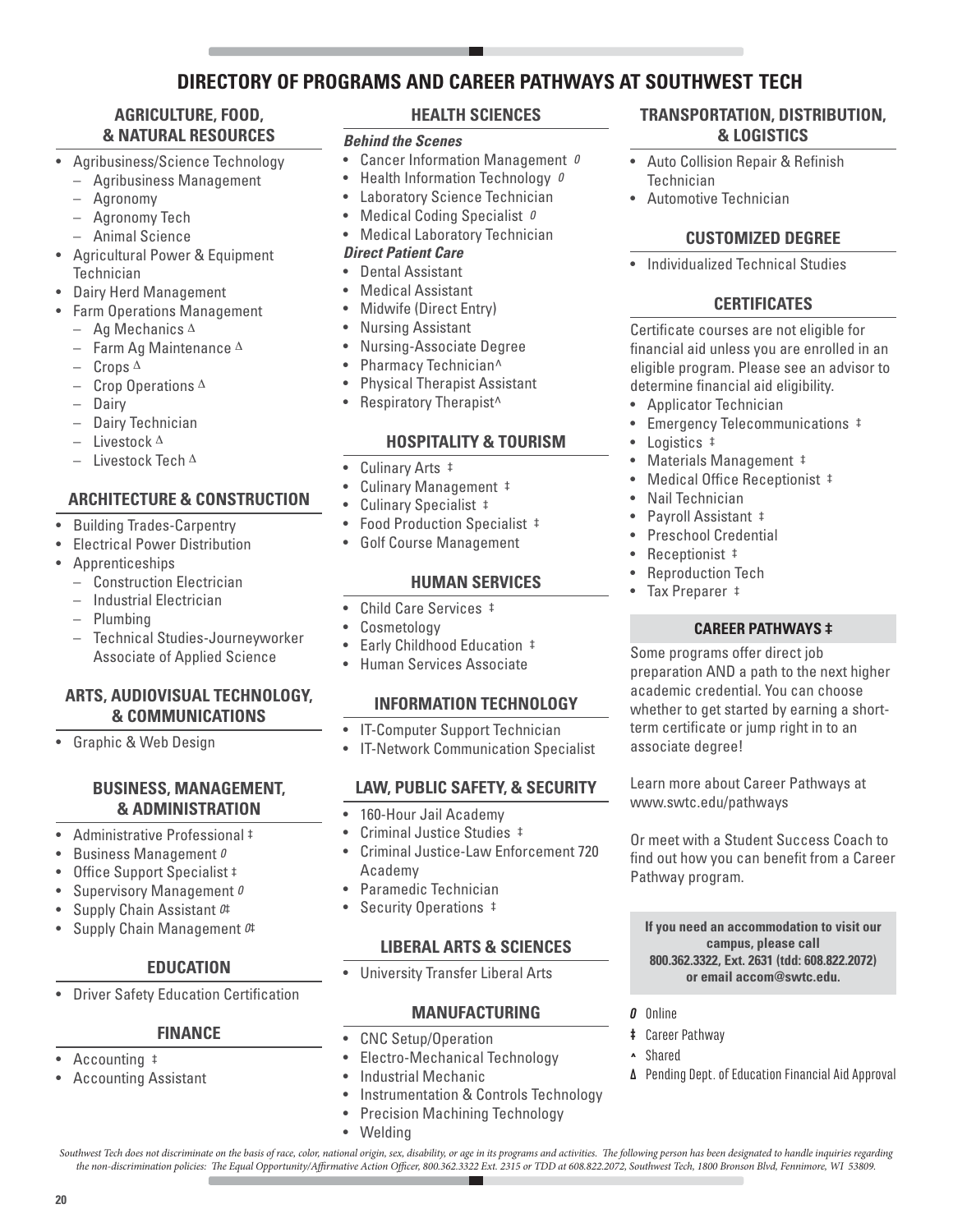# DIRECTORY OF PROGRAMS AND CAREER PATHWAYS AT SOUTHWEST TECH

## AGRICULTURE, FOOD, & NATURAL RESOURCES

- Agribusiness/Science Technology
  - Agribusiness Management
  - Agronomy
  - Agronomy Tech
  - Animal Science
- Agricultural Power & Equipment Technician
- Dairy Herd Management
- Farm Operations Management
  - Ag Mechanics Δ
  - Farm Ag Maintenance Δ
  - Crops Δ
  - Crop Operations Δ
  - Dairy
  - Dairy Technician
  - Livestock Δ
  - Livestock Tech Δ

## ARCHITECTURE & CONSTRUCTION

- Building Trades-Carpentry
- Electrical Power Distribution
- Apprenticeships
  - Construction Electrician
  - Industrial Electrician
  - Plumbing
  - Technical Studies-Journeyworker Associate of Applied Science

## ARTS, AUDIOVISUAL TECHNOLOGY, & COMMUNICATIONS

- Graphic & Web Design

## BUSINESS, MANAGEMENT, & ADMINISTRATION

- Administrative Professional ‡
- Business Management 0
- Office Support Specialist ‡
- Supervisory Management 0
- Supply Chain Assistant 0‡
- Supply Chain Management 0‡

## EDUCATION

- Driver Safety Education Certification

## FINANCE

- Accounting ‡
- Accounting Assistant

## HEALTH SCIENCES

***Behind the Scenes***

- Cancer Information Management 0
- Health Information Technology 0
- Laboratory Science Technician
- Medical Coding Specialist 0
- Medical Laboratory Technician

***Direct Patient Care***

- Dental Assistant
- Medical Assistant
- Midwife (Direct Entry)
- Nursing Assistant
- Nursing-Associate Degree
- Pharmacy Technician^
- Physical Therapist Assistant
- Respiratory Therapist^

## HOSPITALITY & TOURISM

- Culinary Arts ‡
- Culinary Management ‡
- Culinary Specialist ‡
- Food Production Specialist ‡
- Golf Course Management

## HUMAN SERVICES

- Child Care Services ‡
- Cosmetology
- Early Childhood Education ‡
- Human Services Associate

## INFORMATION TECHNOLOGY

- IT-Computer Support Technician
- IT-Network Communication Specialist

## LAW, PUBLIC SAFETY, & SECURITY

- 160-Hour Jail Academy
- Criminal Justice Studies ‡
- Criminal Justice-Law Enforcement 720 Academy
- Paramedic Technician
- Security Operations ‡

## LIBERAL ARTS & SCIENCES

- University Transfer Liberal Arts

## MANUFACTURING

- CNC Setup/Operation
- Electro-Mechanical Technology
- Industrial Mechanic
- Instrumentation & Controls Technology
- Precision Machining Technology
- Welding

## TRANSPORTATION, DISTRIBUTION, & LOGISTICS

- Auto Collision Repair & Refinish Technician
- Automotive Technician

## CUSTOMIZED DEGREE

- Individualized Technical Studies

## CERTIFICATES

Certificate courses are not eligible for financial aid unless you are enrolled in an eligible program. Please see an advisor to determine financial aid eligibility.

- Applicator Technician
- Emergency Telecommunications ‡
- Logistics ‡
- Materials Management ‡
- Medical Office Receptionist ‡
- Nail Technician
- Payroll Assistant ‡
- Preschool Credential
- Receptionist ‡
- Reproduction Tech
- Tax Preparer ‡

## CAREER PATHWAYS ‡

Some programs offer direct job preparation AND a path to the next higher academic credential. You can choose whether to get started by earning a short-term certificate or jump right in to an associate degree!

Learn more about Career Pathways at www.swtc.edu/pathways

Or meet with a Student Success Coach to find out how you can benefit from a Career Pathway program.

**If you need an accommodation to visit our campus, please call 800.362.3322, Ext. 2631 (tdd: 608.822.2072) or email accom@swtc.edu.**

**0** Online

**‡** Career Pathway

**^** Shared

**Δ** Pending Dept. of Education Financial Aid Approval

*Southwest Tech does not discriminate on the basis of race, color, national origin, sex, disability, or age in its programs and activities. The following person has been designated to handle inquiries regarding the non-discrimination policies: The Equal Opportunity/Affirmative Action Officer, 800.362.3322 Ext. 2315 or TDD at 608.822.2072, Southwest Tech, 1800 Bronson Blvd, Fennimore, WI 53809.*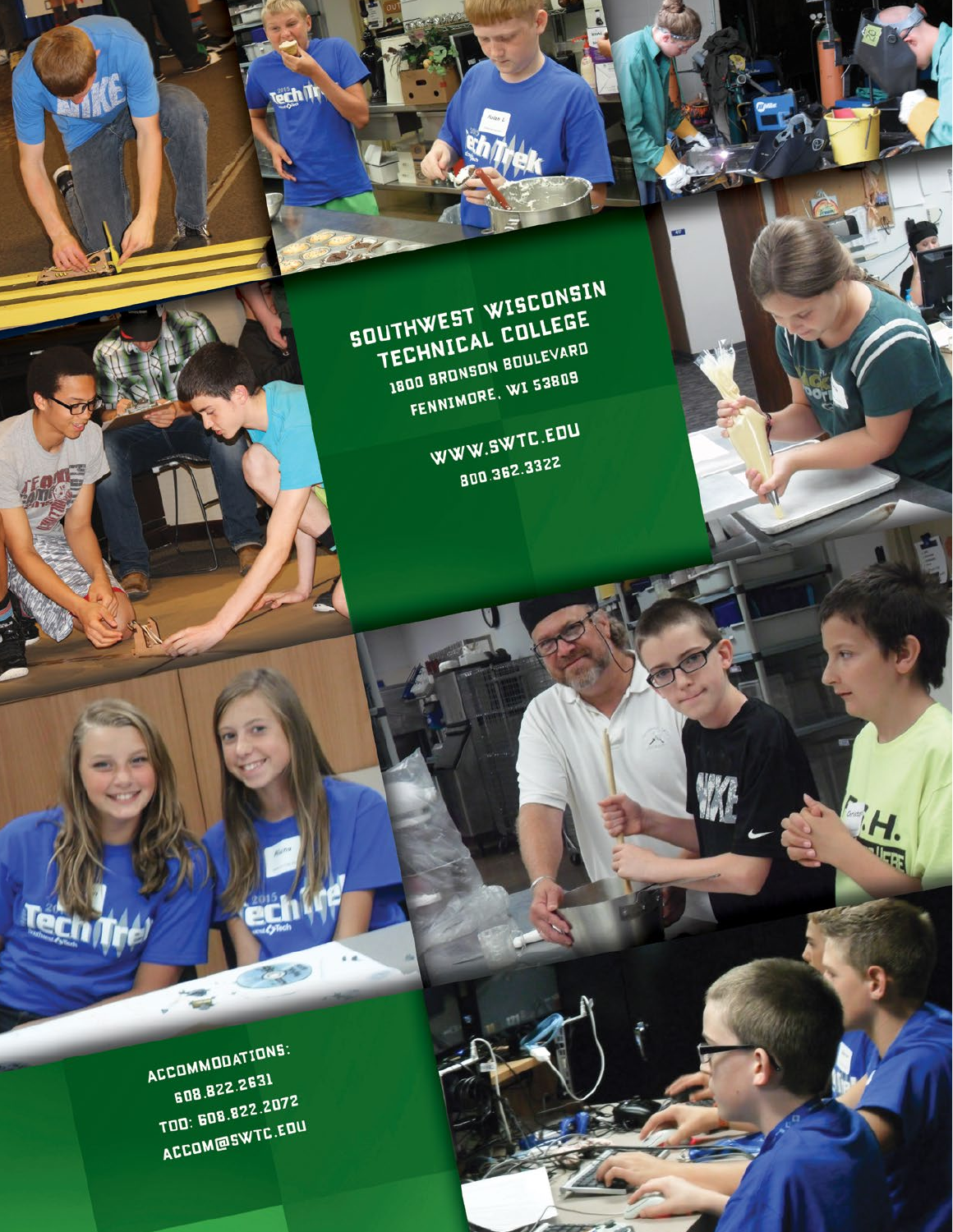SOUTHWEST WISCONSIN TECHNICAL COLLEGE
1800 BRONSON BOULEVARD
FENNIMORE, WI 53809

WWW.SWTC.EDU
800.362.3322

ACCOMMODATIONS:
608.822.2631
TDD: 608.822.2072
ACCOM@SWTC.EDU